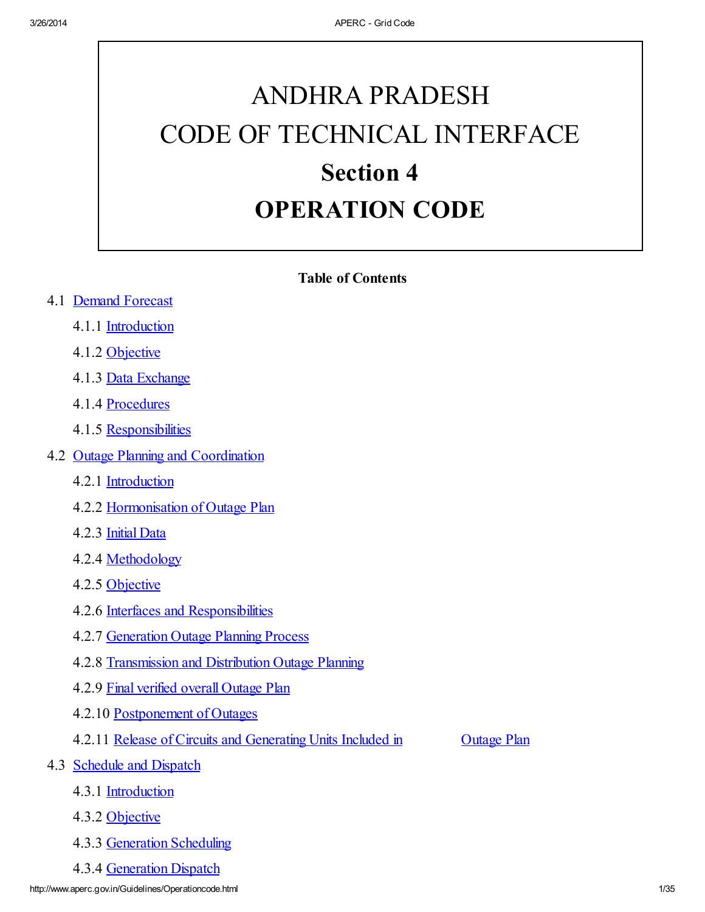# ANDHRA PRADESH
# CODE OF TECHNICAL INTERFACE
# Section 4
# OPERATION CODE

**Table of Contents**

- 4.1 Demand Forecast
  - 4.1.1 Introduction
  - 4.1.2 Objective
  - 4.1.3 Data Exchange
  - 4.1.4 Procedures
  - 4.1.5 Responsibilities
- 4.2 Outage Planning and Coordination
  - 4.2.1 Introduction
  - 4.2.2 Hormonisation of Outage Plan
  - 4.2.3 Initial Data
  - 4.2.4 Methodology
  - 4.2.5 Objective
  - 4.2.6 Interfaces and Responsibilities
  - 4.2.7 Generation Outage Planning Process
  - 4.2.8 Transmission and Distribution Outage Planning
  - 4.2.9 Final verified overall Outage Plan
  - 4.2.10 Postponement of Outages
  - 4.2.11 Release of Circuits and Generating Units Included in Outage Plan
- 4.3 Schedule and Dispatch
  - 4.3.1 Introduction
  - 4.3.2 Objective
  - 4.3.3 Generation Scheduling
  - 4.3.4 Generation Dispatch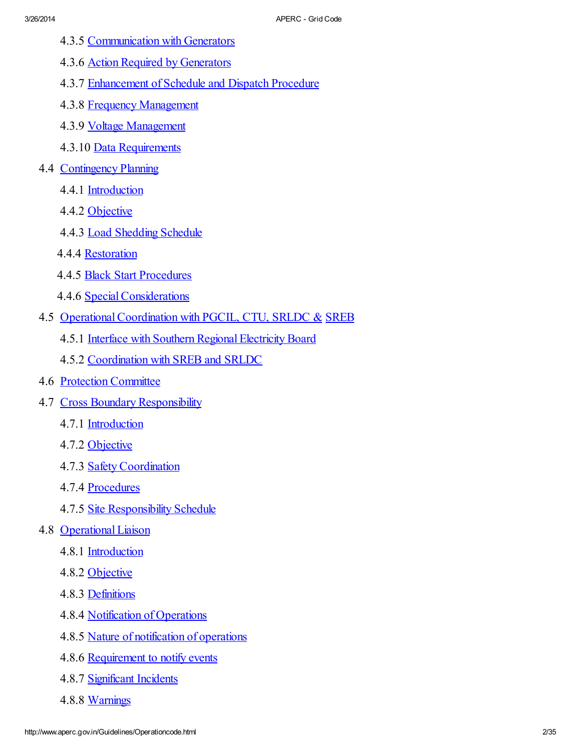- 4.3.5 Communication with Generators
- 4.3.6 Action Required by Generators
- 4.3.7 Enhancement of Schedule and Dispatch Procedure
- 4.3.8 Frequency Management
- 4.3.9 Voltage Management
- 4.3.10 Data Requirements

4.4 Contingency Planning

- 4.4.1 Introduction
- 4.4.2 Objective
- 4.4.3 Load Shedding Schedule
- 4.4.4 Restoration
- 4.4.5 Black Start Procedures
- 4.4.6 Special Considerations

4.5 Operational Coordination with PGCIL, CTU, SRLDC & SREB

- 4.5.1 Interface with Southern Regional Electricity Board
- 4.5.2 Coordination with SREB and SRLDC

4.6 Protection Committee

4.7 Cross Boundary Responsibility

- 4.7.1 Introduction
- 4.7.2 Objective
- 4.7.3 Safety Coordination
- 4.7.4 Procedures
- 4.7.5 Site Responsibility Schedule

4.8 Operational Liaison

- 4.8.1 Introduction
- 4.8.2 Objective
- 4.8.3 Definitions
- 4.8.4 Notification of Operations
- 4.8.5 Nature of notification of operations
- 4.8.6 Requirement to notify events
- 4.8.7 Significant Incidents
- 4.8.8 Warnings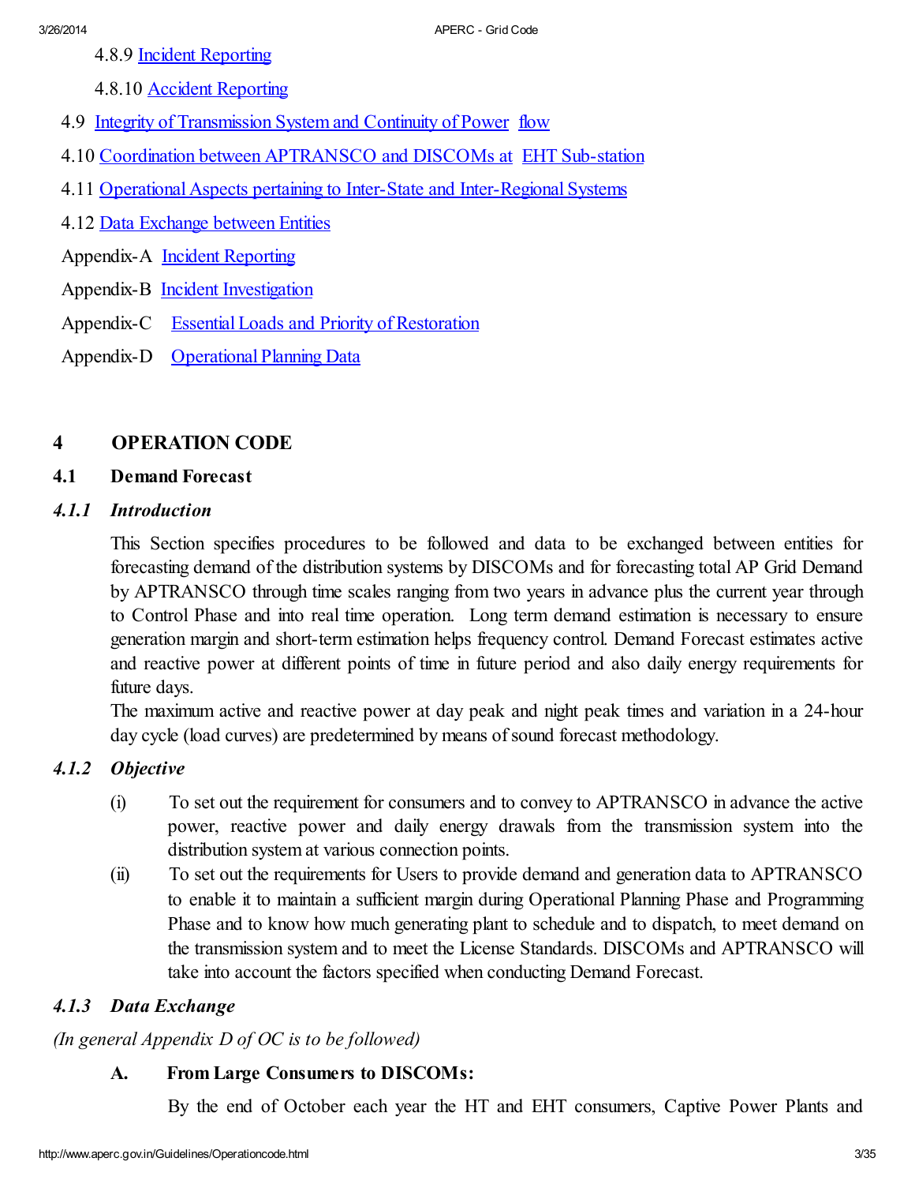4.8.9 Incident Reporting

4.8.10 Accident Reporting

4.9 Integrity of Transmission System and Continuity of Power flow

4.10 Coordination between APTRANSCO and DISCOMs at EHT Sub-station

4.11 Operational Aspects pertaining to Inter-State and Inter-Regional Systems

4.12 Data Exchange between Entities

Appendix-A Incident Reporting

Appendix-B Incident Investigation

Appendix-C Essential Loads and Priority of Restoration

Appendix-D Operational Planning Data

# 4 OPERATION CODE

## 4.1 Demand Forecast

### *4.1.1 Introduction*

This Section specifies procedures to be followed and data to be exchanged between entities for forecasting demand of the distribution systems by DISCOMs and for forecasting total AP Grid Demand by APTRANSCO through time scales ranging from two years in advance plus the current year through to Control Phase and into real time operation. Long term demand estimation is necessary to ensure generation margin and short-term estimation helps frequency control. Demand Forecast estimates active and reactive power at different points of time in future period and also daily energy requirements for future days.

The maximum active and reactive power at day peak and night peak times and variation in a 24-hour day cycle (load curves) are predetermined by means of sound forecast methodology.

### *4.1.2 Objective*

(i) To set out the requirement for consumers and to convey to APTRANSCO in advance the active power, reactive power and daily energy drawals from the transmission system into the distribution system at various connection points.

(ii) To set out the requirements for Users to provide demand and generation data to APTRANSCO to enable it to maintain a sufficient margin during Operational Planning Phase and Programming Phase and to know how much generating plant to schedule and to dispatch, to meet demand on the transmission system and to meet the License Standards. DISCOMs and APTRANSCO will take into account the factors specified when conducting Demand Forecast.

### *4.1.3 Data Exchange*

*(In general Appendix D of OC is to be followed)*

**A. From Large Consumers to DISCOMs:**

By the end of October each year the HT and EHT consumers, Captive Power Plants and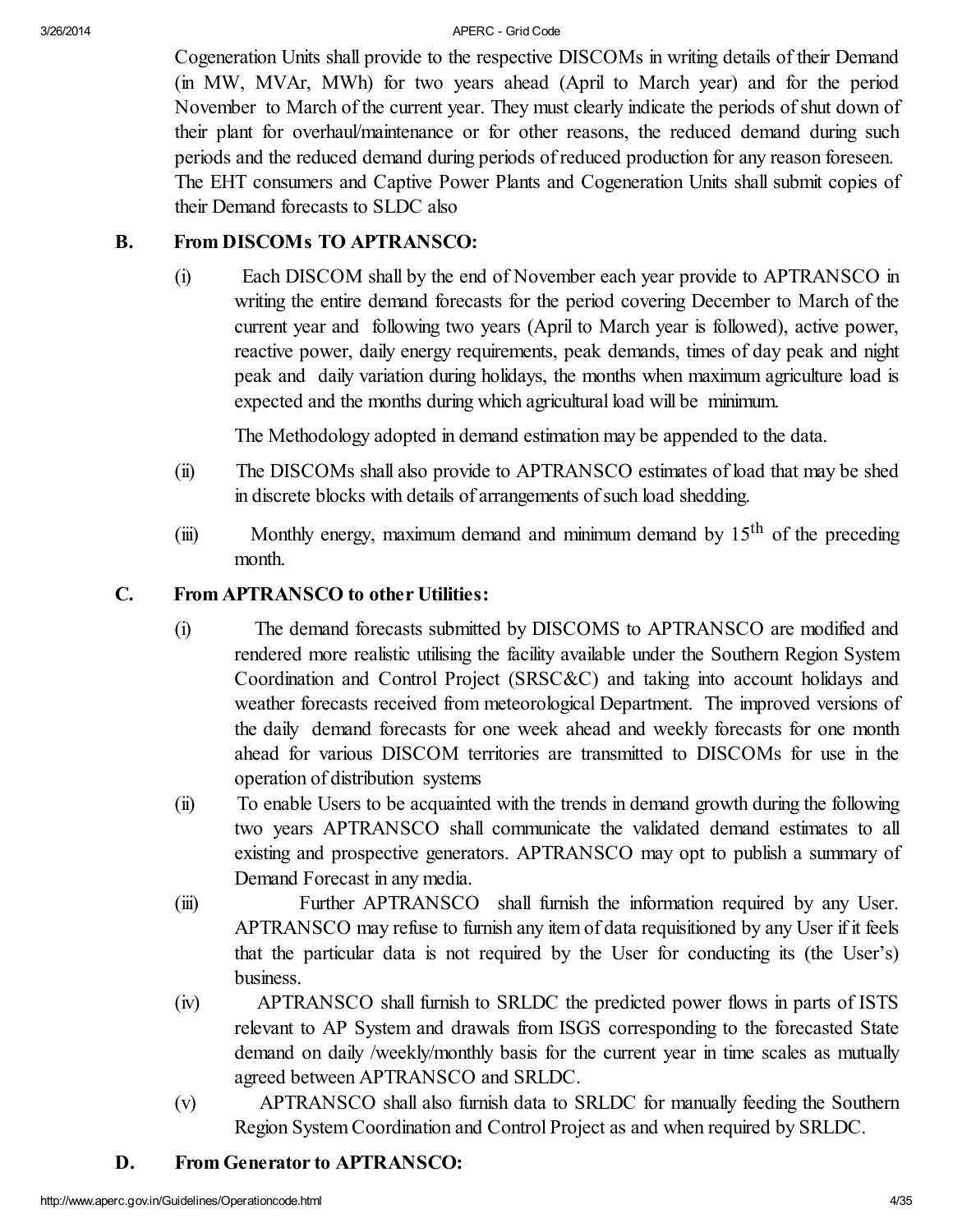Cogeneration Units shall provide to the respective DISCOMs in writing details of their Demand (in MW, MVAr, MWh) for two years ahead (April to March year) and for the period November to March of the current year. They must clearly indicate the periods of shut down of their plant for overhaul/maintenance or for other reasons, the reduced demand during such periods and the reduced demand during periods of reduced production for any reason foreseen. The EHT consumers and Captive Power Plants and Cogeneration Units shall submit copies of their Demand forecasts to SLDC also

### B. From DISCOMs TO APTRANSCO:

(i) Each DISCOM shall by the end of November each year provide to APTRANSCO in writing the entire demand forecasts for the period covering December to March of the current year and following two years (April to March year is followed), active power, reactive power, daily energy requirements, peak demands, times of day peak and night peak and daily variation during holidays, the months when maximum agriculture load is expected and the months during which agricultural load will be minimum.

The Methodology adopted in demand estimation may be appended to the data.

(ii) The DISCOMs shall also provide to APTRANSCO estimates of load that may be shed in discrete blocks with details of arrangements of such load shedding.

(iii) Monthly energy, maximum demand and minimum demand by 15th of the preceding month.

### C. From APTRANSCO to other Utilities:

(i) The demand forecasts submitted by DISCOMS to APTRANSCO are modified and rendered more realistic utilising the facility available under the Southern Region System Coordination and Control Project (SRSC&C) and taking into account holidays and weather forecasts received from meteorological Department. The improved versions of the daily demand forecasts for one week ahead and weekly forecasts for one month ahead for various DISCOM territories are transmitted to DISCOMs for use in the operation of distribution systems

(ii) To enable Users to be acquainted with the trends in demand growth during the following two years APTRANSCO shall communicate the validated demand estimates to all existing and prospective generators. APTRANSCO may opt to publish a summary of Demand Forecast in any media.

(iii) Further APTRANSCO shall furnish the information required by any User. APTRANSCO may refuse to furnish any item of data requisitioned by any User if it feels that the particular data is not required by the User for conducting its (the User's) business.

(iv) APTRANSCO shall furnish to SRLDC the predicted power flows in parts of ISTS relevant to AP System and drawals from ISGS corresponding to the forecasted State demand on daily /weekly/monthly basis for the current year in time scales as mutually agreed between APTRANSCO and SRLDC.

(v) APTRANSCO shall also furnish data to SRLDC for manually feeding the Southern Region System Coordination and Control Project as and when required by SRLDC.

### D. From Generator to APTRANSCO: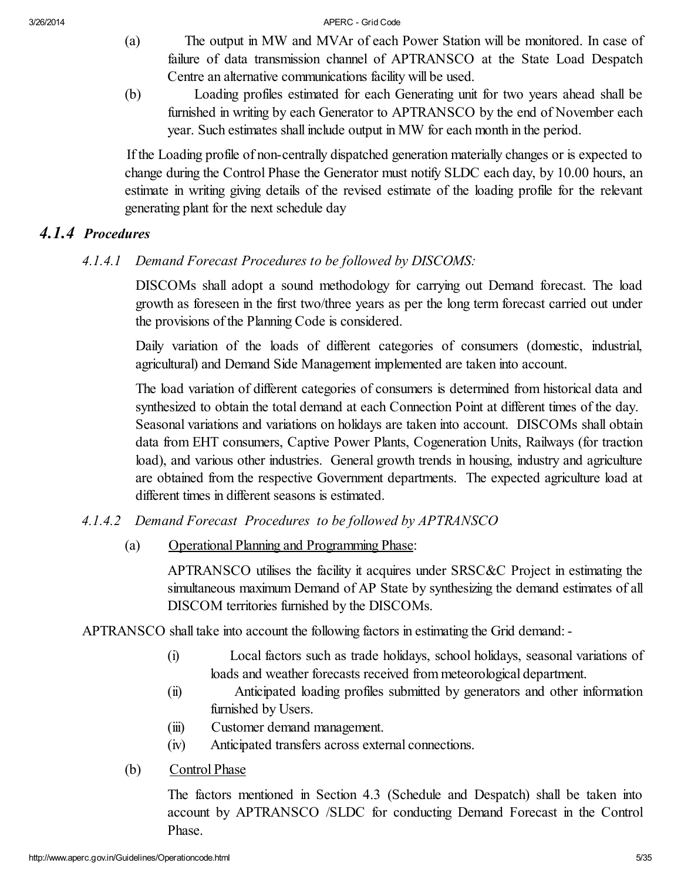(a) The output in MW and MVAr of each Power Station will be monitored. In case of failure of data transmission channel of APTRANSCO at the State Load Despatch Centre an alternative communications facility will be used.

(b) Loading profiles estimated for each Generating unit for two years ahead shall be furnished in writing by each Generator to APTRANSCO by the end of November each year. Such estimates shall include output in MW for each month in the period.

If the Loading profile of non-centrally dispatched generation materially changes or is expected to change during the Control Phase the Generator must notify SLDC each day, by 10.00 hours, an estimate in writing giving details of the revised estimate of the loading profile for the relevant generating plant for the next schedule day

## *4.1.4 Procedures*

### *4.1.4.1 Demand Forecast Procedures to be followed by DISCOMS:*

DISCOMs shall adopt a sound methodology for carrying out Demand forecast. The load growth as foreseen in the first two/three years as per the long term forecast carried out under the provisions of the Planning Code is considered.

Daily variation of the loads of different categories of consumers (domestic, industrial, agricultural) and Demand Side Management implemented are taken into account.

The load variation of different categories of consumers is determined from historical data and synthesized to obtain the total demand at each Connection Point at different times of the day. Seasonal variations and variations on holidays are taken into account. DISCOMs shall obtain data from EHT consumers, Captive Power Plants, Cogeneration Units, Railways (for traction load), and various other industries. General growth trends in housing, industry and agriculture are obtained from the respective Government departments. The expected agriculture load at different times in different seasons is estimated.

### *4.1.4.2 Demand Forecast Procedures to be followed by APTRANSCO*

(a) Operational Planning and Programming Phase:

APTRANSCO utilises the facility it acquires under SRSC&C Project in estimating the simultaneous maximum Demand of AP State by synthesizing the demand estimates of all DISCOM territories furnished by the DISCOMs.

APTRANSCO shall take into account the following factors in estimating the Grid demand: -

- (i) Local factors such as trade holidays, school holidays, seasonal variations of loads and weather forecasts received from meteorological department.
- (ii) Anticipated loading profiles submitted by generators and other information furnished by Users.
- (iii) Customer demand management.
- (iv) Anticipated transfers across external connections.

(b) Control Phase

The factors mentioned in Section 4.3 (Schedule and Despatch) shall be taken into account by APTRANSCO /SLDC for conducting Demand Forecast in the Control Phase.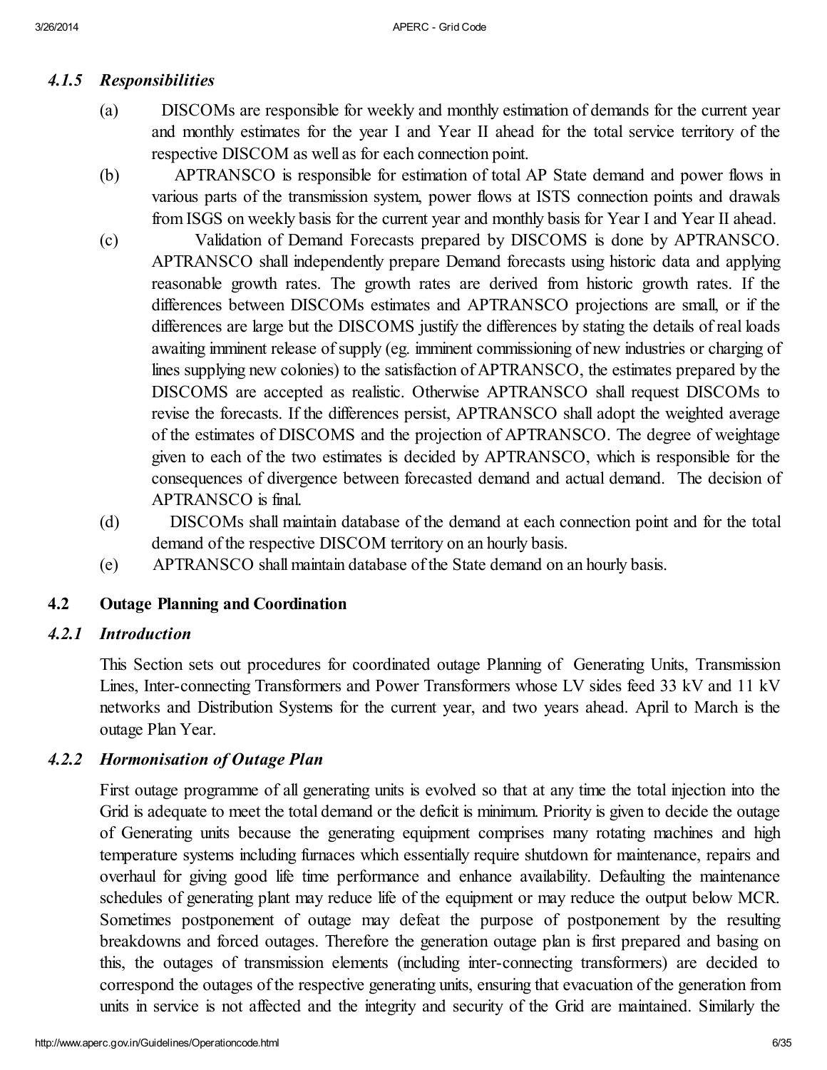### *4.1.5 Responsibilities*

(a) DISCOMs are responsible for weekly and monthly estimation of demands for the current year and monthly estimates for the year I and Year II ahead for the total service territory of the respective DISCOM as well as for each connection point.

(b) APTRANSCO is responsible for estimation of total AP State demand and power flows in various parts of the transmission system, power flows at ISTS connection points and drawals from ISGS on weekly basis for the current year and monthly basis for Year I and Year II ahead.

(c) Validation of Demand Forecasts prepared by DISCOMS is done by APTRANSCO. APTRANSCO shall independently prepare Demand forecasts using historic data and applying reasonable growth rates. The growth rates are derived from historic growth rates. If the differences between DISCOMs estimates and APTRANSCO projections are small, or if the differences are large but the DISCOMS justify the differences by stating the details of real loads awaiting imminent release of supply (eg. imminent commissioning of new industries or charging of lines supplying new colonies) to the satisfaction of APTRANSCO, the estimates prepared by the DISCOMS are accepted as realistic. Otherwise APTRANSCO shall request DISCOMs to revise the forecasts. If the differences persist, APTRANSCO shall adopt the weighted average of the estimates of DISCOMS and the projection of APTRANSCO. The degree of weightage given to each of the two estimates is decided by APTRANSCO, which is responsible for the consequences of divergence between forecasted demand and actual demand. The decision of APTRANSCO is final.

(d) DISCOMs shall maintain database of the demand at each connection point and for the total demand of the respective DISCOM territory on an hourly basis.

(e) APTRANSCO shall maintain database of the State demand on an hourly basis.

## 4.2 Outage Planning and Coordination

### *4.2.1 Introduction*

This Section sets out procedures for coordinated outage Planning of Generating Units, Transmission Lines, Inter-connecting Transformers and Power Transformers whose LV sides feed 33 kV and 11 kV networks and Distribution Systems for the current year, and two years ahead. April to March is the outage Plan Year.

### *4.2.2 Hormonisation of Outage Plan*

First outage programme of all generating units is evolved so that at any time the total injection into the Grid is adequate to meet the total demand or the deficit is minimum. Priority is given to decide the outage of Generating units because the generating equipment comprises many rotating machines and high temperature systems including furnaces which essentially require shutdown for maintenance, repairs and overhaul for giving good life time performance and enhance availability. Defaulting the maintenance schedules of generating plant may reduce life of the equipment or may reduce the output below MCR. Sometimes postponement of outage may defeat the purpose of postponement by the resulting breakdowns and forced outages. Therefore the generation outage plan is first prepared and basing on this, the outages of transmission elements (including inter-connecting transformers) are decided to correspond the outages of the respective generating units, ensuring that evacuation of the generation from units in service is not affected and the integrity and security of the Grid are maintained. Similarly the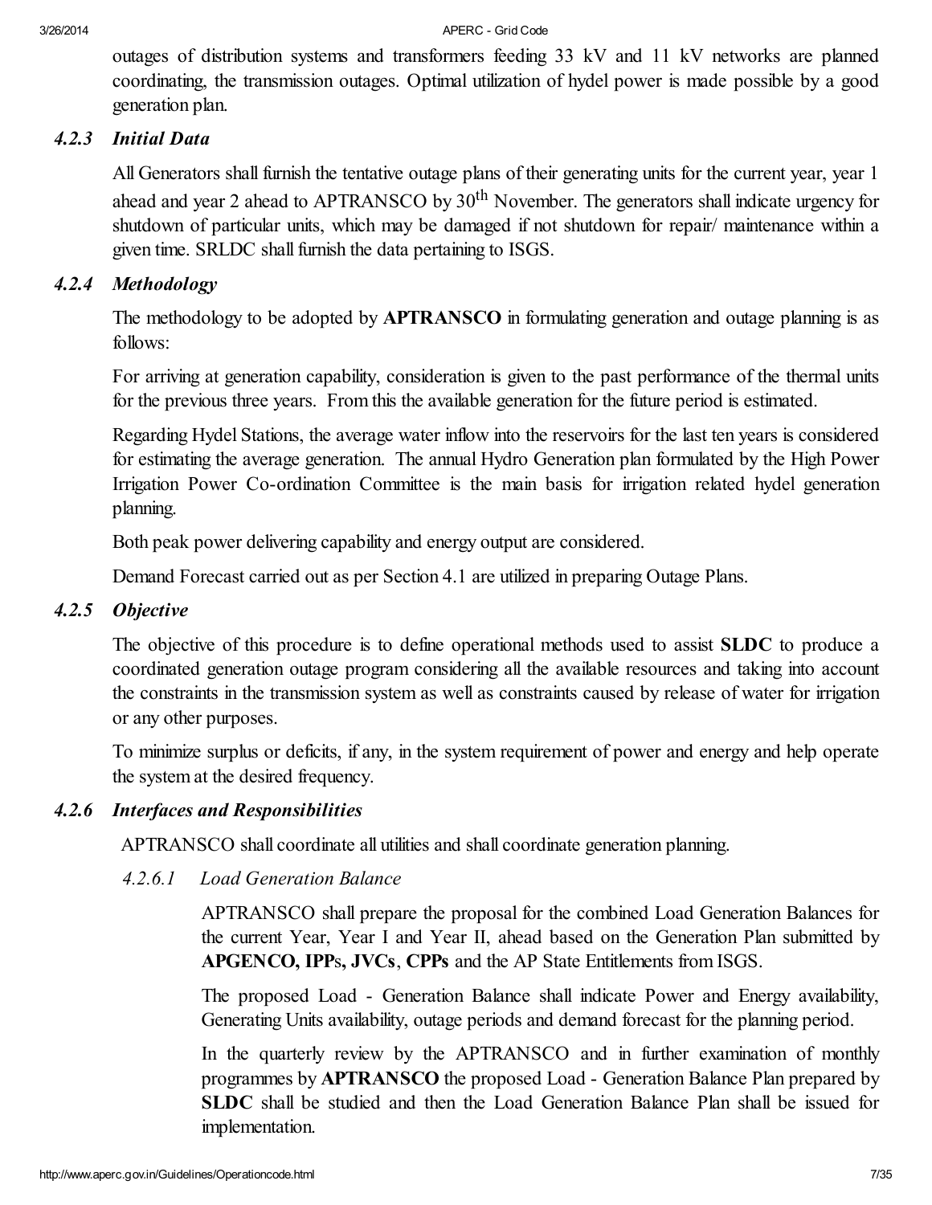outages of distribution systems and transformers feeding 33 kV and 11 kV networks are planned coordinating, the transmission outages. Optimal utilization of hydel power is made possible by a good generation plan.

### *4.2.3 Initial Data*

All Generators shall furnish the tentative outage plans of their generating units for the current year, year 1 ahead and year 2 ahead to APTRANSCO by 30$^{th}$ November. The generators shall indicate urgency for shutdown of particular units, which may be damaged if not shutdown for repair/ maintenance within a given time. SRLDC shall furnish the data pertaining to ISGS.

### *4.2.4 Methodology*

The methodology to be adopted by **APTRANSCO** in formulating generation and outage planning is as follows:

For arriving at generation capability, consideration is given to the past performance of the thermal units for the previous three years. From this the available generation for the future period is estimated.

Regarding Hydel Stations, the average water inflow into the reservoirs for the last ten years is considered for estimating the average generation. The annual Hydro Generation plan formulated by the High Power Irrigation Power Co-ordination Committee is the main basis for irrigation related hydel generation planning.

Both peak power delivering capability and energy output are considered.

Demand Forecast carried out as per Section 4.1 are utilized in preparing Outage Plans.

### *4.2.5 Objective*

The objective of this procedure is to define operational methods used to assist **SLDC** to produce a coordinated generation outage program considering all the available resources and taking into account the constraints in the transmission system as well as constraints caused by release of water for irrigation or any other purposes.

To minimize surplus or deficits, if any, in the system requirement of power and energy and help operate the system at the desired frequency.

### *4.2.6 Interfaces and Responsibilities*

APTRANSCO shall coordinate all utilities and shall coordinate generation planning.

#### *4.2.6.1 Load Generation Balance*

APTRANSCO shall prepare the proposal for the combined Load Generation Balances for the current Year, Year I and Year II, ahead based on the Generation Plan submitted by **APGENCO, IPPs, JVCs**, **CPPs** and the AP State Entitlements from ISGS.

The proposed Load - Generation Balance shall indicate Power and Energy availability, Generating Units availability, outage periods and demand forecast for the planning period.

In the quarterly review by the APTRANSCO and in further examination of monthly programmes by **APTRANSCO** the proposed Load - Generation Balance Plan prepared by **SLDC** shall be studied and then the Load Generation Balance Plan shall be issued for implementation.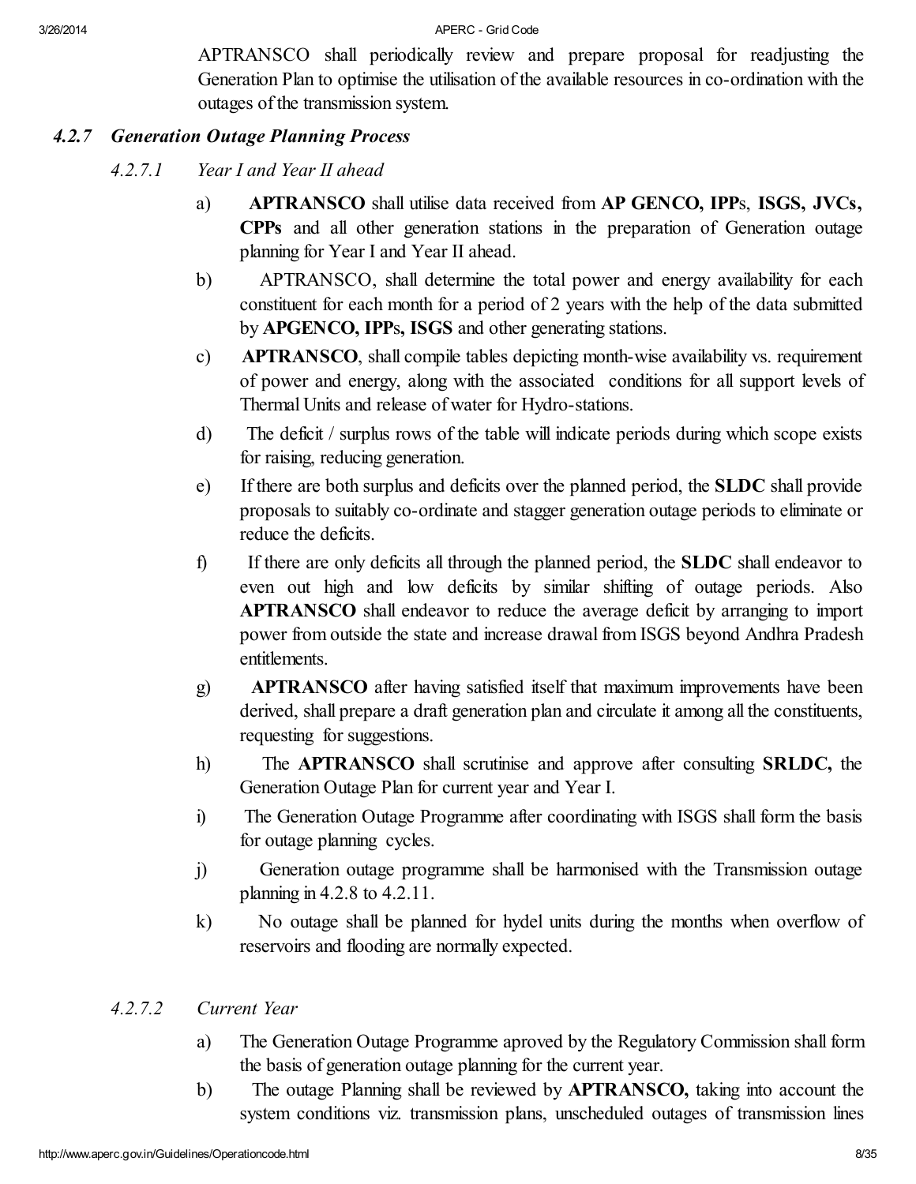APTRANSCO shall periodically review and prepare proposal for readjusting the Generation Plan to optimise the utilisation of the available resources in co-ordination with the outages of the transmission system.

### *4.2.7 Generation Outage Planning Process*

#### *4.2.7.1 Year I and Year II ahead*

a) **APTRANSCO** shall utilise data received from **AP GENCO, IPP**s, **ISGS, JVCs, CPPs** and all other generation stations in the preparation of Generation outage planning for Year I and Year II ahead.

b) APTRANSCO, shall determine the total power and energy availability for each constituent for each month for a period of 2 years with the help of the data submitted by **APGENCO, IPPs, ISGS** and other generating stations.

c) **APTRANSCO**, shall compile tables depicting month-wise availability vs. requirement of power and energy, along with the associated conditions for all support levels of Thermal Units and release of water for Hydro-stations.

d) The deficit / surplus rows of the table will indicate periods during which scope exists for raising, reducing generation.

e) If there are both surplus and deficits over the planned period, the **SLDC** shall provide proposals to suitably co-ordinate and stagger generation outage periods to eliminate or reduce the deficits.

f) If there are only deficits all through the planned period, the **SLDC** shall endeavor to even out high and low deficits by similar shifting of outage periods. Also **APTRANSCO** shall endeavor to reduce the average deficit by arranging to import power from outside the state and increase drawal from ISGS beyond Andhra Pradesh entitlements.

g) **APTRANSCO** after having satisfied itself that maximum improvements have been derived, shall prepare a draft generation plan and circulate it among all the constituents, requesting for suggestions.

h) The **APTRANSCO** shall scrutinise and approve after consulting **SRLDC,** the Generation Outage Plan for current year and Year I.

i) The Generation Outage Programme after coordinating with ISGS shall form the basis for outage planning cycles.

j) Generation outage programme shall be harmonised with the Transmission outage planning in 4.2.8 to 4.2.11.

k) No outage shall be planned for hydel units during the months when overflow of reservoirs and flooding are normally expected.

#### *4.2.7.2 Current Year*

a) The Generation Outage Programme aproved by the Regulatory Commission shall form the basis of generation outage planning for the current year.

b) The outage Planning shall be reviewed by **APTRANSCO,** taking into account the system conditions viz. transmission plans, unscheduled outages of transmission lines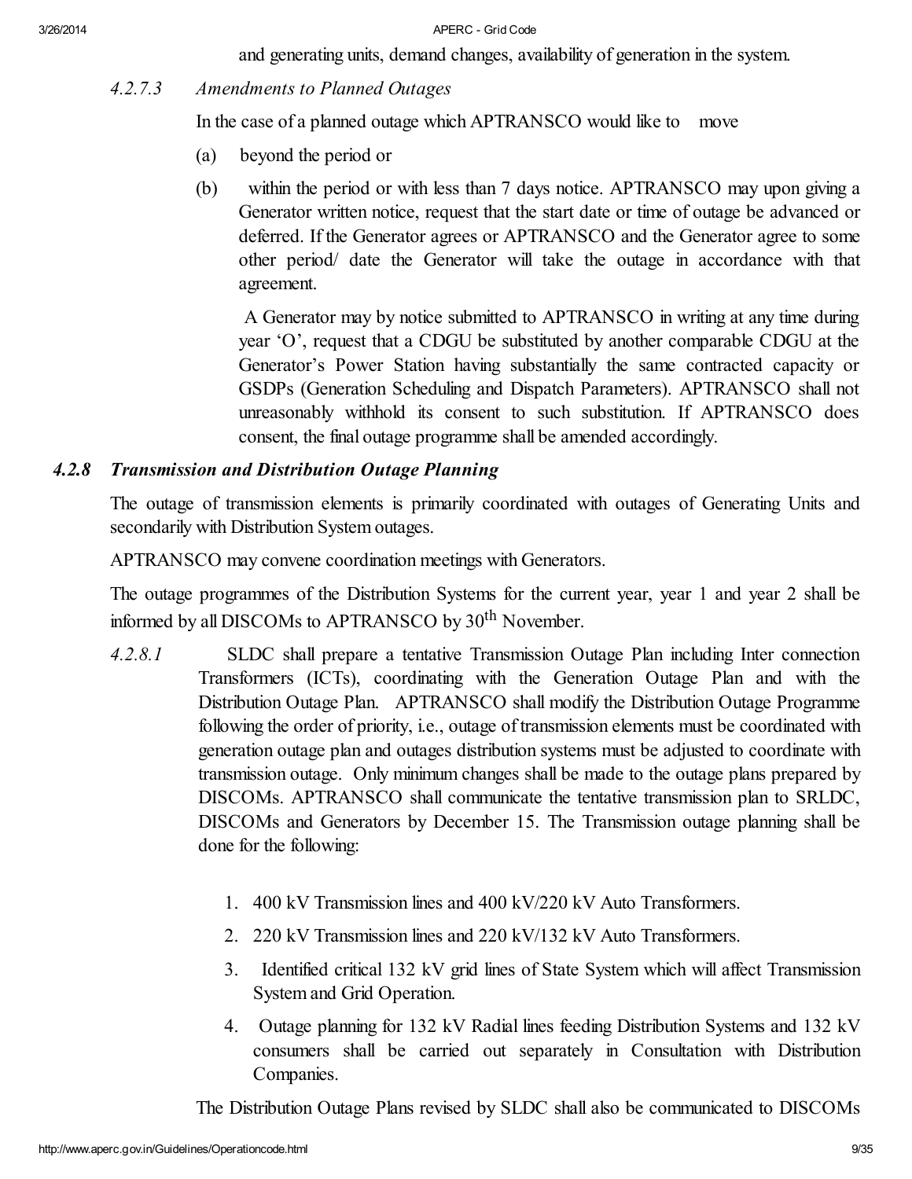and generating units, demand changes, availability of generation in the system.

*4.2.7.3 Amendments to Planned Outages*

In the case of a planned outage which APTRANSCO would like to move

(a) beyond the period or

(b) within the period or with less than 7 days notice. APTRANSCO may upon giving a Generator written notice, request that the start date or time of outage be advanced or deferred. If the Generator agrees or APTRANSCO and the Generator agree to some other period/ date the Generator will take the outage in accordance with that agreement.

A Generator may by notice submitted to APTRANSCO in writing at any time during year 'O', request that a CDGU be substituted by another comparable CDGU at the Generator's Power Station having substantially the same contracted capacity or GSDPs (Generation Scheduling and Dispatch Parameters). APTRANSCO shall not unreasonably withhold its consent to such substitution. If APTRANSCO does consent, the final outage programme shall be amended accordingly.

### *4.2.8 Transmission and Distribution Outage Planning*

The outage of transmission elements is primarily coordinated with outages of Generating Units and secondarily with Distribution System outages.

APTRANSCO may convene coordination meetings with Generators.

The outage programmes of the Distribution Systems for the current year, year 1 and year 2 shall be informed by all DISCOMs to APTRANSCO by 30th November.

*4.2.8.1* SLDC shall prepare a tentative Transmission Outage Plan including Inter connection Transformers (ICTs), coordinating with the Generation Outage Plan and with the Distribution Outage Plan. APTRANSCO shall modify the Distribution Outage Programme following the order of priority, i.e., outage of transmission elements must be coordinated with generation outage plan and outages distribution systems must be adjusted to coordinate with transmission outage. Only minimum changes shall be made to the outage plans prepared by DISCOMs. APTRANSCO shall communicate the tentative transmission plan to SRLDC, DISCOMs and Generators by December 15. The Transmission outage planning shall be done for the following:

1. 400 kV Transmission lines and 400 kV/220 kV Auto Transformers.
2. 220 kV Transmission lines and 220 kV/132 kV Auto Transformers.
3. Identified critical 132 kV grid lines of State System which will affect Transmission System and Grid Operation.
4. Outage planning for 132 kV Radial lines feeding Distribution Systems and 132 kV consumers shall be carried out separately in Consultation with Distribution Companies.

The Distribution Outage Plans revised by SLDC shall also be communicated to DISCOMs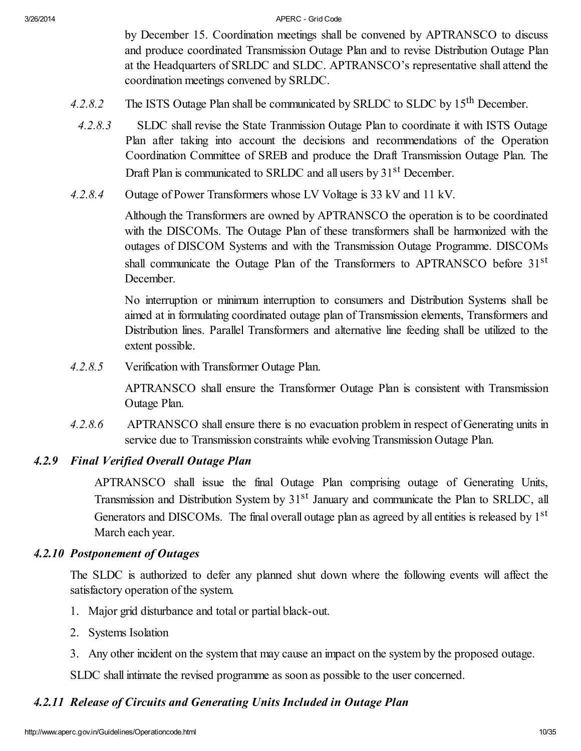by December 15. Coordination meetings shall be convened by APTRANSCO to discuss and produce coordinated Transmission Outage Plan and to revise Distribution Outage Plan at the Headquarters of SRLDC and SLDC. APTRANSCO's representative shall attend the coordination meetings convened by SRLDC.

*4.2.8.2* The ISTS Outage Plan shall be communicated by SRLDC to SLDC by 15th December.

*4.2.8.3* SLDC shall revise the State Tranmission Outage Plan to coordinate it with ISTS Outage Plan after taking into account the decisions and recommendations of the Operation Coordination Committee of SREB and produce the Draft Transmission Outage Plan. The Draft Plan is communicated to SRLDC and all users by 31st December.

*4.2.8.4* Outage of Power Transformers whose LV Voltage is 33 kV and 11 kV.

Although the Transformers are owned by APTRANSCO the operation is to be coordinated with the DISCOMs. The Outage Plan of these transformers shall be harmonized with the outages of DISCOM Systems and with the Transmission Outage Programme. DISCOMs shall communicate the Outage Plan of the Transformers to APTRANSCO before 31st December.

No interruption or minimum interruption to consumers and Distribution Systems shall be aimed at in formulating coordinated outage plan of Transmission elements, Transformers and Distribution lines. Parallel Transformers and alternative line feeding shall be utilized to the extent possible.

*4.2.8.5* Verification with Transformer Outage Plan.

APTRANSCO shall ensure the Transformer Outage Plan is consistent with Transmission Outage Plan.

*4.2.8.6* APTRANSCO shall ensure there is no evacuation problem in respect of Generating units in service due to Transmission constraints while evolving Transmission Outage Plan.

### *4.2.9 Final Verified Overall Outage Plan*

APTRANSCO shall issue the final Outage Plan comprising outage of Generating Units, Transmission and Distribution System by 31st January and communicate the Plan to SRLDC, all Generators and DISCOMs. The final overall outage plan as agreed by all entities is released by 1st March each year.

### *4.2.10 Postponement of Outages*

The SLDC is authorized to defer any planned shut down where the following events will affect the satisfactory operation of the system.

1. Major grid disturbance and total or partial black-out.
2. Systems Isolation
3. Any other incident on the system that may cause an impact on the system by the proposed outage.

SLDC shall intimate the revised programme as soon as possible to the user concerned.

### *4.2.11 Release of Circuits and Generating Units Included in Outage Plan*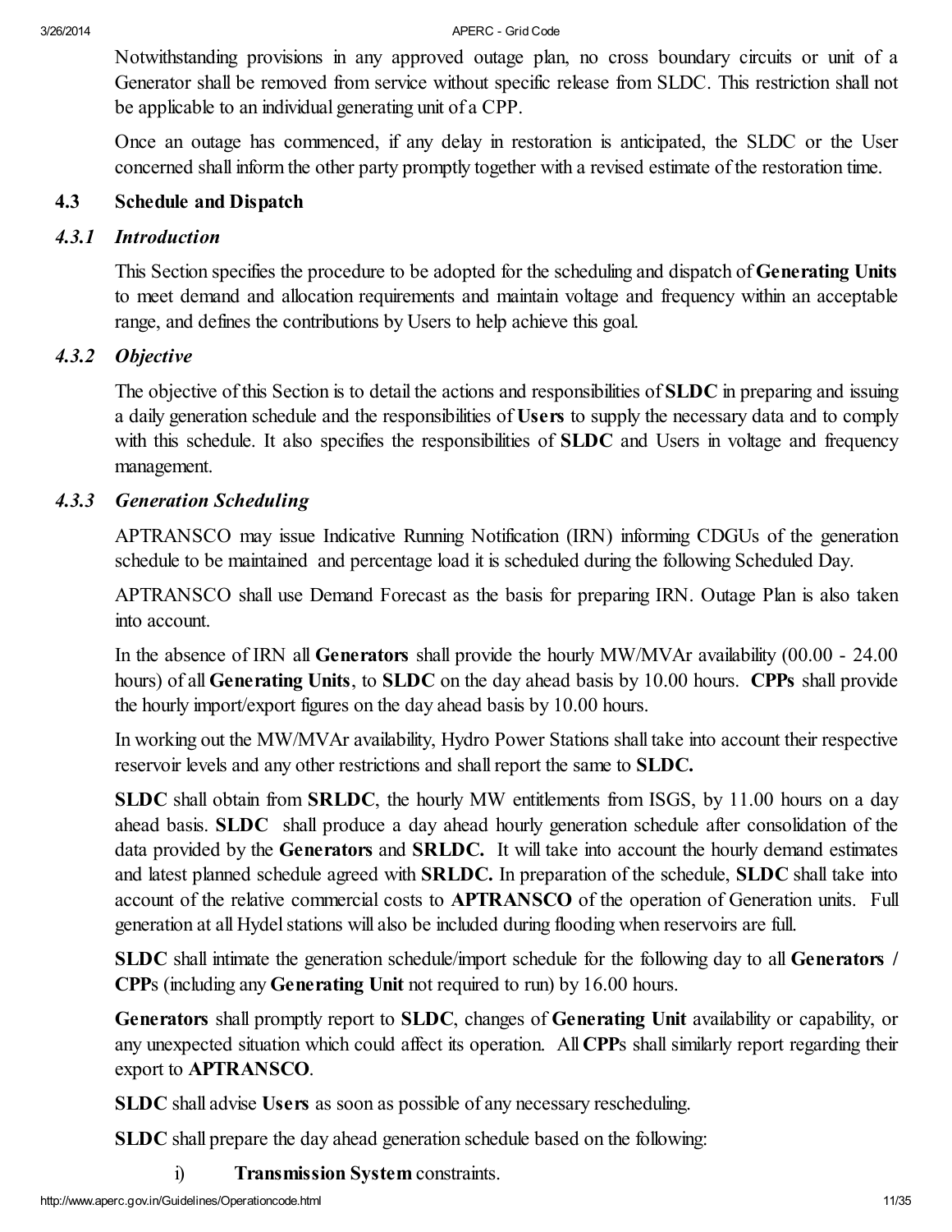Notwithstanding provisions in any approved outage plan, no cross boundary circuits or unit of a Generator shall be removed from service without specific release from SLDC. This restriction shall not be applicable to an individual generating unit of a CPP.

Once an outage has commenced, if any delay in restoration is anticipated, the SLDC or the User concerned shall inform the other party promptly together with a revised estimate of the restoration time.

## 4.3 Schedule and Dispatch

### *4.3.1 Introduction*

This Section specifies the procedure to be adopted for the scheduling and dispatch of **Generating Units** to meet demand and allocation requirements and maintain voltage and frequency within an acceptable range, and defines the contributions by Users to help achieve this goal.

### *4.3.2 Objective*

The objective of this Section is to detail the actions and responsibilities of **SLDC** in preparing and issuing a daily generation schedule and the responsibilities of **Users** to supply the necessary data and to comply with this schedule. It also specifies the responsibilities of **SLDC** and Users in voltage and frequency management.

### *4.3.3 Generation Scheduling*

APTRANSCO may issue Indicative Running Notification (IRN) informing CDGUs of the generation schedule to be maintained and percentage load it is scheduled during the following Scheduled Day.

APTRANSCO shall use Demand Forecast as the basis for preparing IRN. Outage Plan is also taken into account.

In the absence of IRN all **Generators** shall provide the hourly MW/MVAr availability (00.00 - 24.00 hours) of all **Generating Units**, to **SLDC** on the day ahead basis by 10.00 hours. **CPPs** shall provide the hourly import/export figures on the day ahead basis by 10.00 hours.

In working out the MW/MVAr availability, Hydro Power Stations shall take into account their respective reservoir levels and any other restrictions and shall report the same to **SLDC.**

**SLDC** shall obtain from **SRLDC**, the hourly MW entitlements from ISGS, by 11.00 hours on a day ahead basis. **SLDC** shall produce a day ahead hourly generation schedule after consolidation of the data provided by the **Generators** and **SRLDC.** It will take into account the hourly demand estimates and latest planned schedule agreed with **SRLDC.** In preparation of the schedule, **SLDC** shall take into account of the relative commercial costs to **APTRANSCO** of the operation of Generation units. Full generation at all Hydel stations will also be included during flooding when reservoirs are full.

**SLDC** shall intimate the generation schedule/import schedule for the following day to all **Generators / CPP**s (including any **Generating Unit** not required to run) by 16.00 hours.

**Generators** shall promptly report to **SLDC**, changes of **Generating Unit** availability or capability, or any unexpected situation which could affect its operation. All **CPP**s shall similarly report regarding their export to **APTRANSCO**.

**SLDC** shall advise **Users** as soon as possible of any necessary rescheduling.

**SLDC** shall prepare the day ahead generation schedule based on the following:

i) **Transmission System** constraints.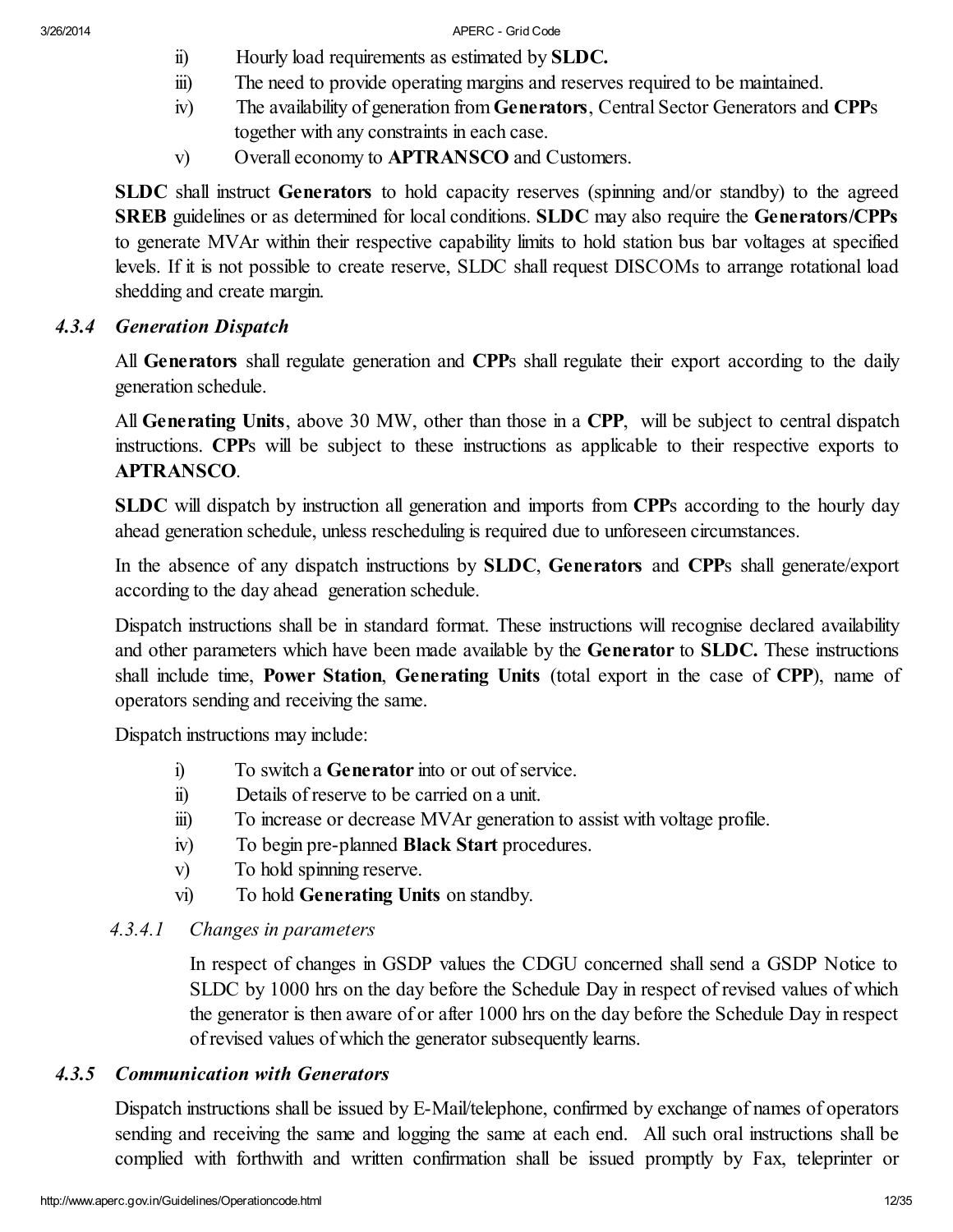ii) Hourly load requirements as estimated by **SLDC.**

iii) The need to provide operating margins and reserves required to be maintained.

iv) The availability of generation from **Generators**, Central Sector Generators and **CPP**s together with any constraints in each case.

v) Overall economy to **APTRANSCO** and Customers.

**SLDC** shall instruct **Generators** to hold capacity reserves (spinning and/or standby) to the agreed **SREB** guidelines or as determined for local conditions. **SLDC** may also require the **Generators/CPPs** to generate MVAr within their respective capability limits to hold station bus bar voltages at specified levels. If it is not possible to create reserve, SLDC shall request DISCOMs to arrange rotational load shedding and create margin.

### *4.3.4 Generation Dispatch*

All **Generators** shall regulate generation and **CPP**s shall regulate their export according to the daily generation schedule.

All **Generating Units**, above 30 MW, other than those in a **CPP**, will be subject to central dispatch instructions. **CPP**s will be subject to these instructions as applicable to their respective exports to **APTRANSCO**.

**SLDC** will dispatch by instruction all generation and imports from **CPP**s according to the hourly day ahead generation schedule, unless rescheduling is required due to unforeseen circumstances.

In the absence of any dispatch instructions by **SLDC**, **Generators** and **CPP**s shall generate/export according to the day ahead generation schedule.

Dispatch instructions shall be in standard format. These instructions will recognise declared availability and other parameters which have been made available by the **Generator** to **SLDC.** These instructions shall include time, **Power Station**, **Generating Units** (total export in the case of **CPP**), name of operators sending and receiving the same.

Dispatch instructions may include:

i) To switch a **Generator** into or out of service.

ii) Details of reserve to be carried on a unit.

iii) To increase or decrease MVAr generation to assist with voltage profile.

iv) To begin pre-planned **Black Start** procedures.

v) To hold spinning reserve.

vi) To hold **Generating Units** on standby.

#### *4.3.4.1 Changes in parameters*

In respect of changes in GSDP values the CDGU concerned shall send a GSDP Notice to SLDC by 1000 hrs on the day before the Schedule Day in respect of revised values of which the generator is then aware of or after 1000 hrs on the day before the Schedule Day in respect of revised values of which the generator subsequently learns.

### *4.3.5 Communication with Generators*

Dispatch instructions shall be issued by E-Mail/telephone, confirmed by exchange of names of operators sending and receiving the same and logging the same at each end. All such oral instructions shall be complied with forthwith and written confirmation shall be issued promptly by Fax, teleprinter or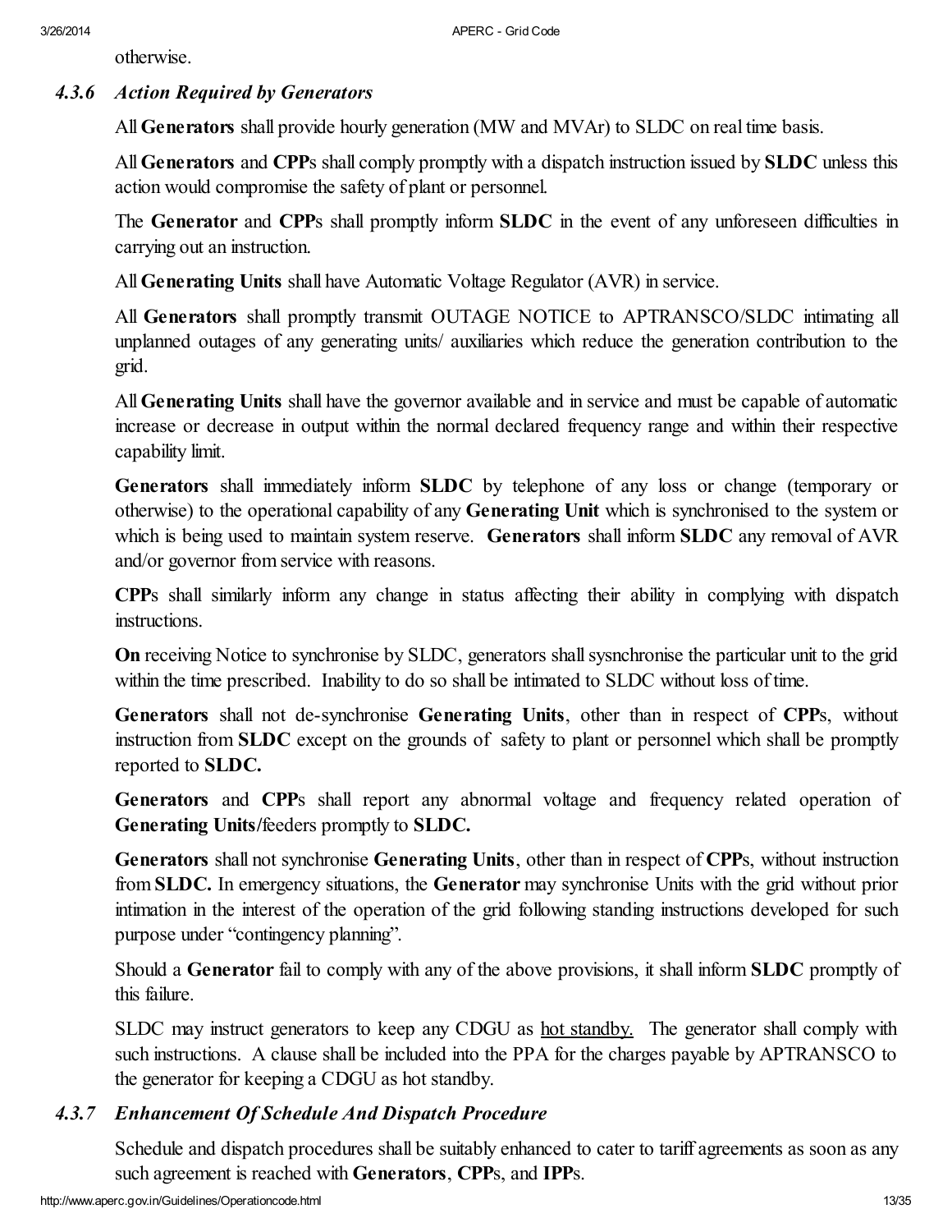otherwise.

### *4.3.6 Action Required by Generators*

All **Generators** shall provide hourly generation (MW and MVAr) to SLDC on real time basis.

All **Generators** and **CPP**s shall comply promptly with a dispatch instruction issued by **SLDC** unless this action would compromise the safety of plant or personnel.

The **Generator** and **CPP**s shall promptly inform **SLDC** in the event of any unforeseen difficulties in carrying out an instruction.

All **Generating Units** shall have Automatic Voltage Regulator (AVR) in service.

All **Generators** shall promptly transmit OUTAGE NOTICE to APTRANSCO/SLDC intimating all unplanned outages of any generating units/ auxiliaries which reduce the generation contribution to the grid.

All **Generating Units** shall have the governor available and in service and must be capable of automatic increase or decrease in output within the normal declared frequency range and within their respective capability limit.

**Generators** shall immediately inform **SLDC** by telephone of any loss or change (temporary or otherwise) to the operational capability of any **Generating Unit** which is synchronised to the system or which is being used to maintain system reserve. **Generators** shall inform **SLDC** any removal of AVR and/or governor from service with reasons.

**CPP**s shall similarly inform any change in status affecting their ability in complying with dispatch instructions.

**On** receiving Notice to synchronise by SLDC, generators shall sysnchronise the particular unit to the grid within the time prescribed. Inability to do so shall be intimated to SLDC without loss of time.

**Generators** shall not de-synchronise **Generating Units**, other than in respect of **CPP**s, without instruction from **SLDC** except on the grounds of safety to plant or personnel which shall be promptly reported to **SLDC.**

**Generators** and **CPP**s shall report any abnormal voltage and frequency related operation of **Generating Units**/feeders promptly to **SLDC.**

**Generators** shall not synchronise **Generating Units**, other than in respect of **CPP**s, without instruction from **SLDC.** In emergency situations, the **Generator** may synchronise Units with the grid without prior intimation in the interest of the operation of the grid following standing instructions developed for such purpose under "contingency planning".

Should a **Generator** fail to comply with any of the above provisions, it shall inform **SLDC** promptly of this failure.

SLDC may instruct generators to keep any CDGU as hot standby. The generator shall comply with such instructions. A clause shall be included into the PPA for the charges payable by APTRANSCO to the generator for keeping a CDGU as hot standby.

### *4.3.7 Enhancement Of Schedule And Dispatch Procedure*

Schedule and dispatch procedures shall be suitably enhanced to cater to tariff agreements as soon as any such agreement is reached with **Generators**, **CPP**s, and **IPP**s.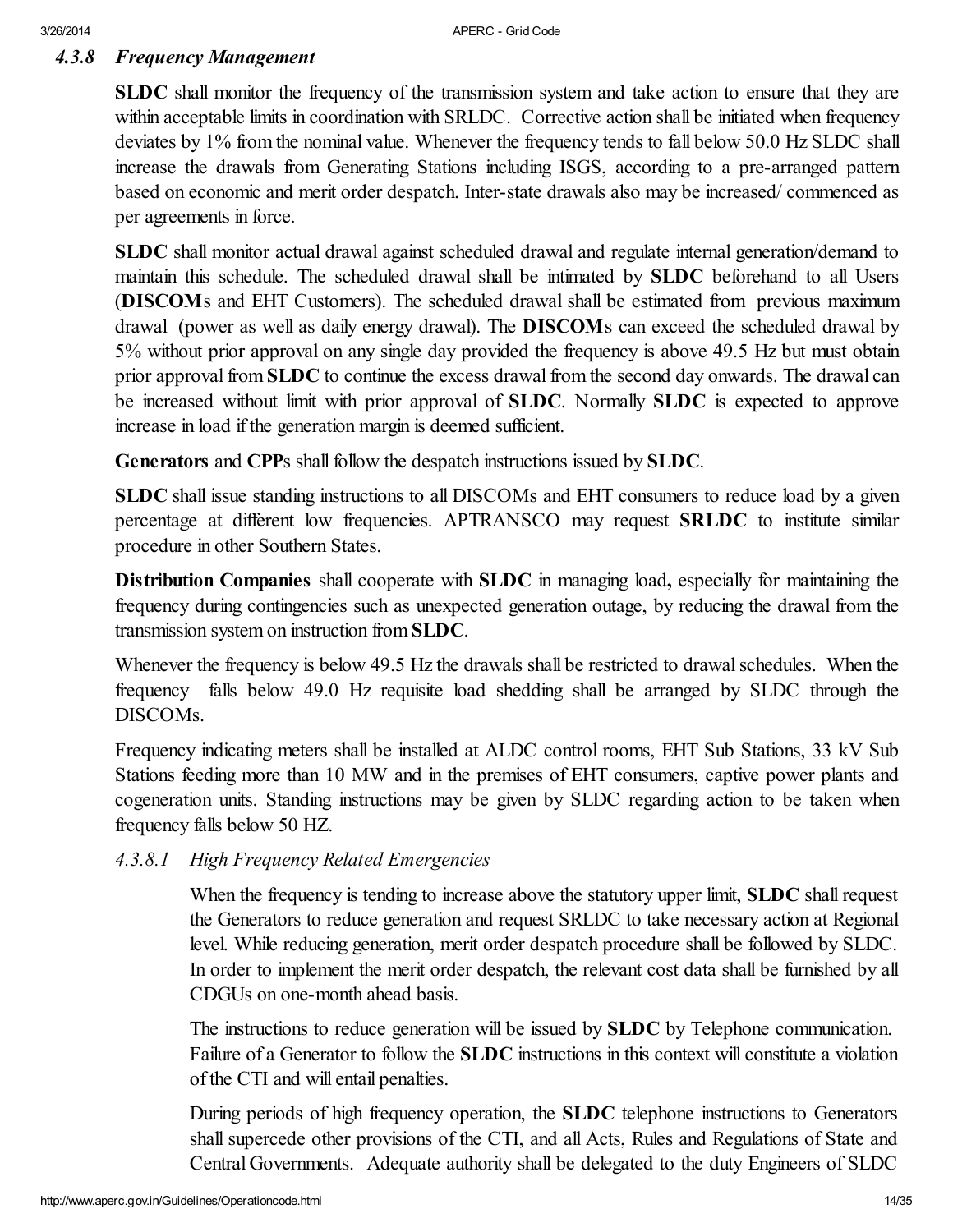### *4.3.8 Frequency Management*

**SLDC** shall monitor the frequency of the transmission system and take action to ensure that they are within acceptable limits in coordination with SRLDC. Corrective action shall be initiated when frequency deviates by 1% from the nominal value. Whenever the frequency tends to fall below 50.0 Hz SLDC shall increase the drawals from Generating Stations including ISGS, according to a pre-arranged pattern based on economic and merit order despatch. Inter-state drawals also may be increased/ commenced as per agreements in force.

**SLDC** shall monitor actual drawal against scheduled drawal and regulate internal generation/demand to maintain this schedule. The scheduled drawal shall be intimated by **SLDC** beforehand to all Users (**DISCOM**s and EHT Customers). The scheduled drawal shall be estimated from previous maximum drawal (power as well as daily energy drawal). The **DISCOM**s can exceed the scheduled drawal by 5% without prior approval on any single day provided the frequency is above 49.5 Hz but must obtain prior approval from **SLDC** to continue the excess drawal from the second day onwards. The drawal can be increased without limit with prior approval of **SLDC**. Normally **SLDC** is expected to approve increase in load if the generation margin is deemed sufficient.

**Generators** and **CPP**s shall follow the despatch instructions issued by **SLDC**.

**SLDC** shall issue standing instructions to all DISCOMs and EHT consumers to reduce load by a given percentage at different low frequencies. APTRANSCO may request **SRLDC** to institute similar procedure in other Southern States.

**Distribution Companies** shall cooperate with **SLDC** in managing load**,** especially for maintaining the frequency during contingencies such as unexpected generation outage, by reducing the drawal from the transmission system on instruction from **SLDC**.

Whenever the frequency is below 49.5 Hz the drawals shall be restricted to drawal schedules. When the frequency falls below 49.0 Hz requisite load shedding shall be arranged by SLDC through the DISCOMs.

Frequency indicating meters shall be installed at ALDC control rooms, EHT Sub Stations, 33 kV Sub Stations feeding more than 10 MW and in the premises of EHT consumers, captive power plants and cogeneration units. Standing instructions may be given by SLDC regarding action to be taken when frequency falls below 50 HZ.

#### *4.3.8.1 High Frequency Related Emergencies*

When the frequency is tending to increase above the statutory upper limit, **SLDC** shall request the Generators to reduce generation and request SRLDC to take necessary action at Regional level. While reducing generation, merit order despatch procedure shall be followed by SLDC. In order to implement the merit order despatch, the relevant cost data shall be furnished by all CDGUs on one-month ahead basis.

The instructions to reduce generation will be issued by **SLDC** by Telephone communication. Failure of a Generator to follow the **SLDC** instructions in this context will constitute a violation of the CTI and will entail penalties.

During periods of high frequency operation, the **SLDC** telephone instructions to Generators shall supercede other provisions of the CTI, and all Acts, Rules and Regulations of State and Central Governments. Adequate authority shall be delegated to the duty Engineers of SLDC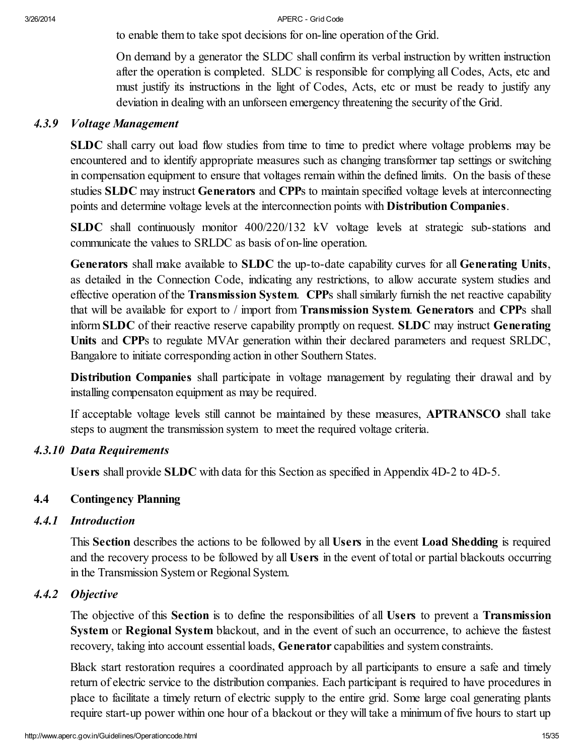to enable them to take spot decisions for on-line operation of the Grid.

On demand by a generator the SLDC shall confirm its verbal instruction by written instruction after the operation is completed. SLDC is responsible for complying all Codes, Acts, etc and must justify its instructions in the light of Codes, Acts, etc or must be ready to justify any deviation in dealing with an unforseen emergency threatening the security of the Grid.

### *4.3.9 Voltage Management*

**SLDC** shall carry out load flow studies from time to time to predict where voltage problems may be encountered and to identify appropriate measures such as changing transformer tap settings or switching in compensation equipment to ensure that voltages remain within the defined limits. On the basis of these studies **SLDC** may instruct **Generators** and **CPP**s to maintain specified voltage levels at interconnecting points and determine voltage levels at the interconnection points with **Distribution Companies**.

**SLDC** shall continuously monitor 400/220/132 kV voltage levels at strategic sub-stations and communicate the values to SRLDC as basis of on-line operation.

**Generators** shall make available to **SLDC** the up-to-date capability curves for all **Generating Units**, as detailed in the Connection Code, indicating any restrictions, to allow accurate system studies and effective operation of the **Transmission System**. **CPP**s shall similarly furnish the net reactive capability that will be available for export to / import from **Transmission System**. **Generators** and **CPP**s shall inform **SLDC** of their reactive reserve capability promptly on request. **SLDC** may instruct **Generating Units** and **CPP**s to regulate MVAr generation within their declared parameters and request SRLDC, Bangalore to initiate corresponding action in other Southern States.

**Distribution Companies** shall participate in voltage management by regulating their drawal and by installing compensaton equipment as may be required.

If acceptable voltage levels still cannot be maintained by these measures, **APTRANSCO** shall take steps to augment the transmission system to meet the required voltage criteria.

### *4.3.10 Data Requirements*

**Users** shall provide **SLDC** with data for this Section as specified in Appendix 4D-2 to 4D-5.

## 4.4 Contingency Planning

### *4.4.1 Introduction*

This **Section** describes the actions to be followed by all **Users** in the event **Load Shedding** is required and the recovery process to be followed by all **Users** in the event of total or partial blackouts occurring in the Transmission System or Regional System.

### *4.4.2 Objective*

The objective of this **Section** is to define the responsibilities of all **Users** to prevent a **Transmission System** or **Regional System** blackout, and in the event of such an occurrence, to achieve the fastest recovery, taking into account essential loads, **Generator** capabilities and system constraints.

Black start restoration requires a coordinated approach by all participants to ensure a safe and timely return of electric service to the distribution companies. Each participant is required to have procedures in place to facilitate a timely return of electric supply to the entire grid. Some large coal generating plants require start-up power within one hour of a blackout or they will take a minimum of five hours to start up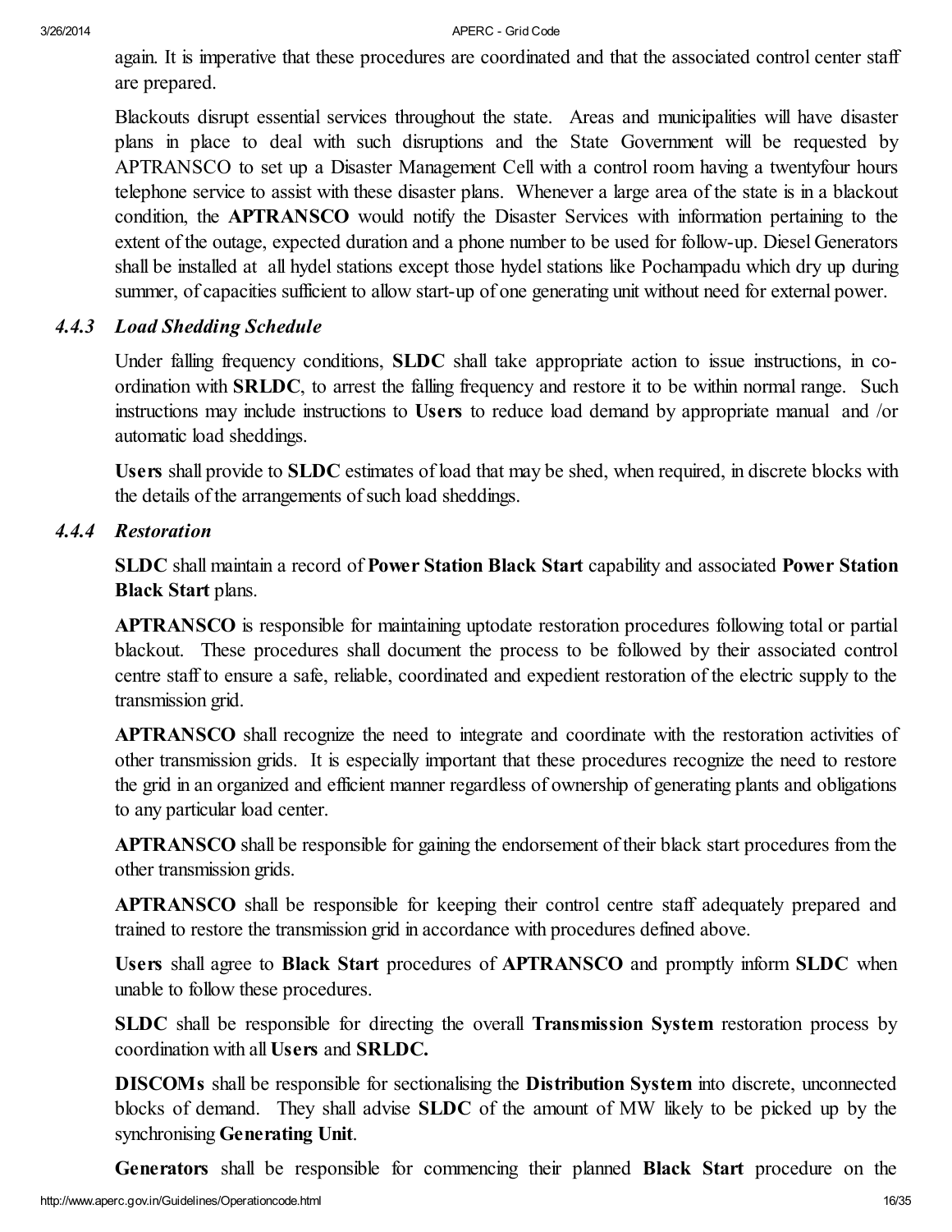again. It is imperative that these procedures are coordinated and that the associated control center staff are prepared.

Blackouts disrupt essential services throughout the state. Areas and municipalities will have disaster plans in place to deal with such disruptions and the State Government will be requested by APTRANSCO to set up a Disaster Management Cell with a control room having a twentyfour hours telephone service to assist with these disaster plans. Whenever a large area of the state is in a blackout condition, the **APTRANSCO** would notify the Disaster Services with information pertaining to the extent of the outage, expected duration and a phone number to be used for follow-up. Diesel Generators shall be installed at all hydel stations except those hydel stations like Pochampadu which dry up during summer, of capacities sufficient to allow start-up of one generating unit without need for external power.

### *4.4.3 Load Shedding Schedule*

Under falling frequency conditions, **SLDC** shall take appropriate action to issue instructions, in co-ordination with **SRLDC**, to arrest the falling frequency and restore it to be within normal range. Such instructions may include instructions to **Users** to reduce load demand by appropriate manual and /or automatic load sheddings.

**Users** shall provide to **SLDC** estimates of load that may be shed, when required, in discrete blocks with the details of the arrangements of such load sheddings.

### *4.4.4 Restoration*

**SLDC** shall maintain a record of **Power Station Black Start** capability and associated **Power Station Black Start** plans.

**APTRANSCO** is responsible for maintaining uptodate restoration procedures following total or partial blackout. These procedures shall document the process to be followed by their associated control centre staff to ensure a safe, reliable, coordinated and expedient restoration of the electric supply to the transmission grid.

**APTRANSCO** shall recognize the need to integrate and coordinate with the restoration activities of other transmission grids. It is especially important that these procedures recognize the need to restore the grid in an organized and efficient manner regardless of ownership of generating plants and obligations to any particular load center.

**APTRANSCO** shall be responsible for gaining the endorsement of their black start procedures from the other transmission grids.

**APTRANSCO** shall be responsible for keeping their control centre staff adequately prepared and trained to restore the transmission grid in accordance with procedures defined above.

**Users** shall agree to **Black Start** procedures of **APTRANSCO** and promptly inform **SLDC** when unable to follow these procedures.

**SLDC** shall be responsible for directing the overall **Transmission System** restoration process by coordination with all **Users** and **SRLDC.**

**DISCOMs** shall be responsible for sectionalising the **Distribution System** into discrete, unconnected blocks of demand. They shall advise **SLDC** of the amount of MW likely to be picked up by the synchronising **Generating Unit**.

**Generators** shall be responsible for commencing their planned **Black Start** procedure on the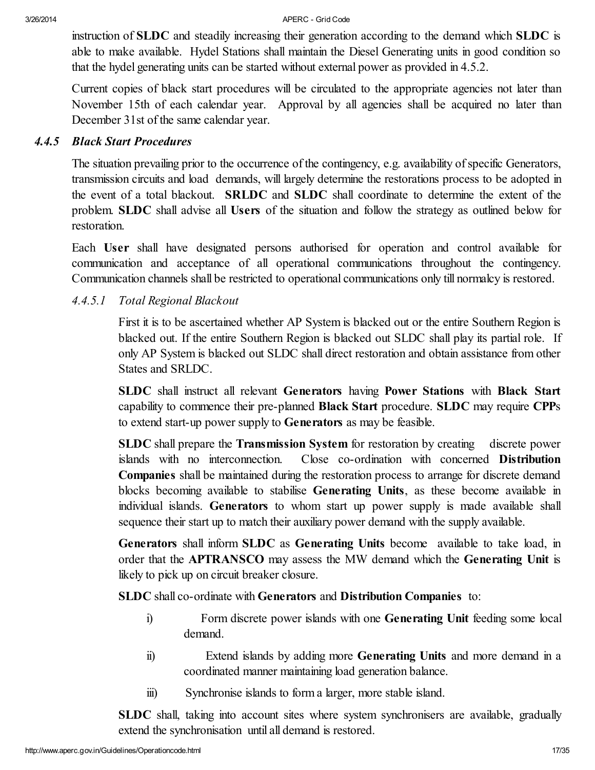instruction of **SLDC** and steadily increasing their generation according to the demand which **SLDC** is able to make available. Hydel Stations shall maintain the Diesel Generating units in good condition so that the hydel generating units can be started without external power as provided in 4.5.2.

Current copies of black start procedures will be circulated to the appropriate agencies not later than November 15th of each calendar year. Approval by all agencies shall be acquired no later than December 31st of the same calendar year.

### *4.4.5 Black Start Procedures*

The situation prevailing prior to the occurrence of the contingency, e.g. availability of specific Generators, transmission circuits and load demands, will largely determine the restorations process to be adopted in the event of a total blackout. **SRLDC** and **SLDC** shall coordinate to determine the extent of the problem. **SLDC** shall advise all **Users** of the situation and follow the strategy as outlined below for restoration.

Each **User** shall have designated persons authorised for operation and control available for communication and acceptance of all operational communications throughout the contingency. Communication channels shall be restricted to operational communications only till normalcy is restored.

#### *4.4.5.1 Total Regional Blackout*

First it is to be ascertained whether AP System is blacked out or the entire Southern Region is blacked out. If the entire Southern Region is blacked out SLDC shall play its partial role. If only AP System is blacked out SLDC shall direct restoration and obtain assistance from other States and SRLDC.

**SLDC** shall instruct all relevant **Generators** having **Power Stations** with **Black Start** capability to commence their pre-planned **Black Start** procedure. **SLDC** may require **CPP**s to extend start-up power supply to **Generators** as may be feasible.

**SLDC** shall prepare the **Transmission System** for restoration by creating discrete power islands with no interconnection. Close co-ordination with concerned **Distribution Companies** shall be maintained during the restoration process to arrange for discrete demand blocks becoming available to stabilise **Generating Units**, as these become available in individual islands. **Generators** to whom start up power supply is made available shall sequence their start up to match their auxiliary power demand with the supply available.

**Generators** shall inform **SLDC** as **Generating Units** become available to take load, in order that the **APTRANSCO** may assess the MW demand which the **Generating Unit** is likely to pick up on circuit breaker closure.

**SLDC** shall co-ordinate with **Generators** and **Distribution Companies** to:

i) Form discrete power islands with one **Generating Unit** feeding some local demand.

ii) Extend islands by adding more **Generating Units** and more demand in a coordinated manner maintaining load generation balance.

iii) Synchronise islands to form a larger, more stable island.

**SLDC** shall, taking into account sites where system synchronisers are available, gradually extend the synchronisation until all demand is restored.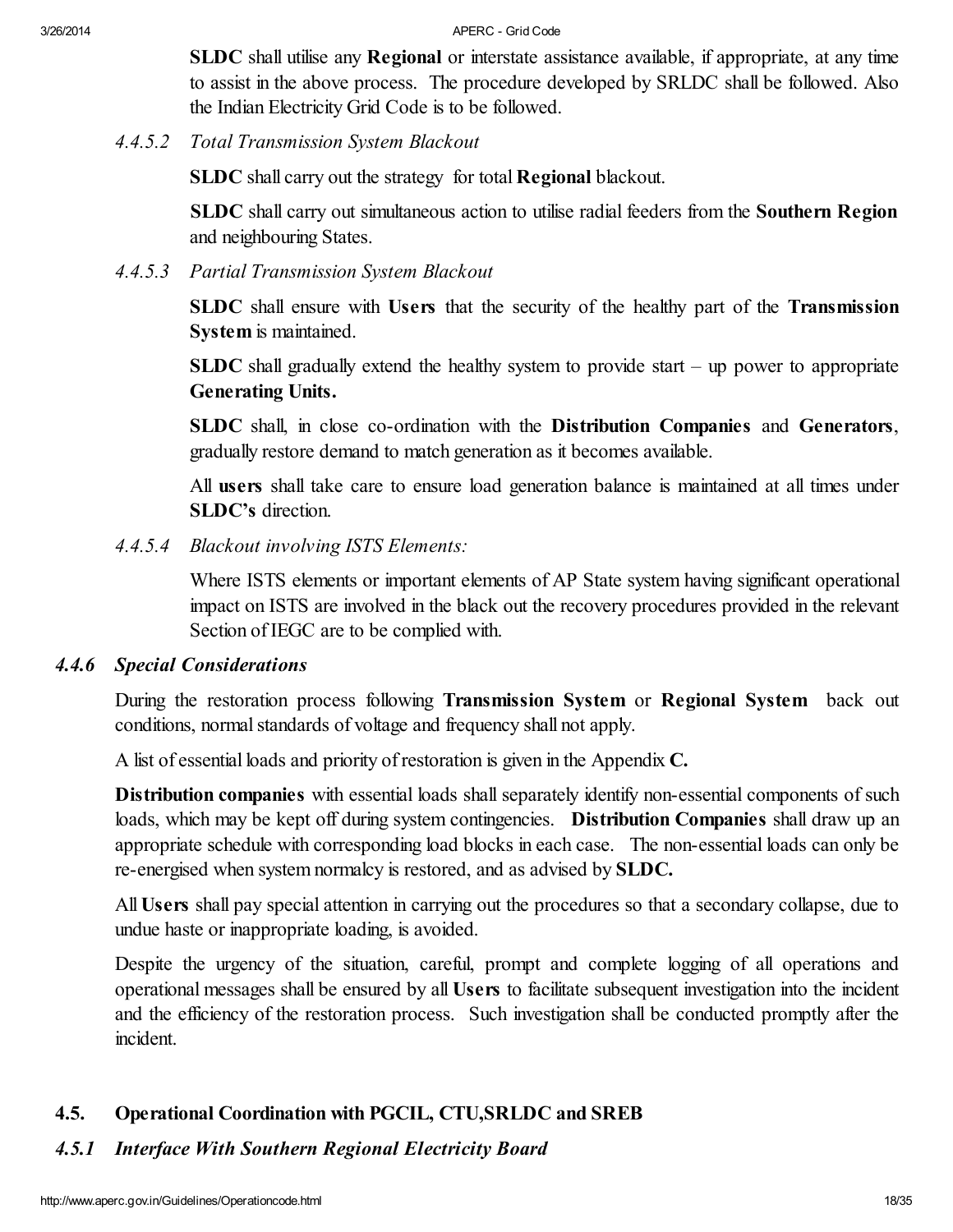**SLDC** shall utilise any **Regional** or interstate assistance available, if appropriate, at any time to assist in the above process. The procedure developed by SRLDC shall be followed. Also the Indian Electricity Grid Code is to be followed.

*4.4.5.2 Total Transmission System Blackout*

**SLDC** shall carry out the strategy for total **Regional** blackout.

**SLDC** shall carry out simultaneous action to utilise radial feeders from the **Southern Region** and neighbouring States.

*4.4.5.3 Partial Transmission System Blackout*

**SLDC** shall ensure with **Users** that the security of the healthy part of the **Transmission System** is maintained.

**SLDC** shall gradually extend the healthy system to provide start – up power to appropriate **Generating Units.**

**SLDC** shall, in close co-ordination with the **Distribution Companies** and **Generators**, gradually restore demand to match generation as it becomes available.

All **users** shall take care to ensure load generation balance is maintained at all times under **SLDC's** direction.

*4.4.5.4 Blackout involving ISTS Elements:*

Where ISTS elements or important elements of AP State system having significant operational impact on ISTS are involved in the black out the recovery procedures provided in the relevant Section of IEGC are to be complied with.

### *4.4.6 Special Considerations*

During the restoration process following **Transmission System** or **Regional System** back out conditions, normal standards of voltage and frequency shall not apply.

A list of essential loads and priority of restoration is given in the Appendix **C.**

**Distribution companies** with essential loads shall separately identify non-essential components of such loads, which may be kept off during system contingencies. **Distribution Companies** shall draw up an appropriate schedule with corresponding load blocks in each case. The non-essential loads can only be re-energised when system normalcy is restored, and as advised by **SLDC.**

All **Users** shall pay special attention in carrying out the procedures so that a secondary collapse, due to undue haste or inappropriate loading, is avoided.

Despite the urgency of the situation, careful, prompt and complete logging of all operations and operational messages shall be ensured by all **Users** to facilitate subsequent investigation into the incident and the efficiency of the restoration process. Such investigation shall be conducted promptly after the incident.

## 4.5. Operational Coordination with PGCIL, CTU,SRLDC and SREB

### *4.5.1 Interface With Southern Regional Electricity Board*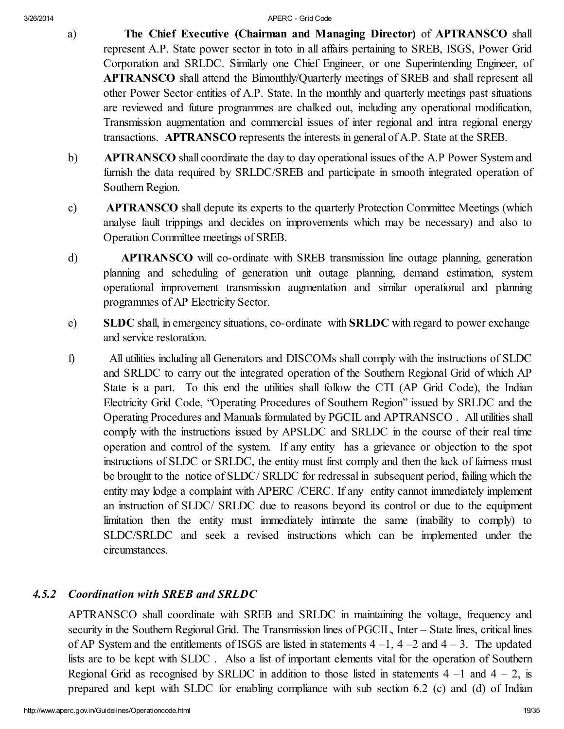a) **The Chief Executive (Chairman and Managing Director)** of **APTRANSCO** shall represent A.P. State power sector in toto in all affairs pertaining to SREB, ISGS, Power Grid Corporation and SRLDC. Similarly one Chief Engineer, or one Superintending Engineer, of **APTRANSCO** shall attend the Bimonthly/Quarterly meetings of SREB and shall represent all other Power Sector entities of A.P. State. In the monthly and quarterly meetings past situations are reviewed and future programmes are chalked out, including any operational modification, Transmission augmentation and commercial issues of inter regional and intra regional energy transactions. **APTRANSCO** represents the interests in general of A.P. State at the SREB.

b) **APTRANSCO** shall coordinate the day to day operational issues of the A.P Power System and furnish the data required by SRLDC/SREB and participate in smooth integrated operation of Southern Region.

c) **APTRANSCO** shall depute its experts to the quarterly Protection Committee Meetings (which analyse fault trippings and decides on improvements which may be necessary) and also to Operation Committee meetings of SREB.

d) **APTRANSCO** will co-ordinate with SREB transmission line outage planning, generation planning and scheduling of generation unit outage planning, demand estimation, system operational improvement transmission augmentation and similar operational and planning programmes of AP Electricity Sector.

e) **SLDC** shall, in emergency situations, co-ordinate with **SRLDC** with regard to power exchange and service restoration.

f) All utilities including all Generators and DISCOMs shall comply with the instructions of SLDC and SRLDC to carry out the integrated operation of the Southern Regional Grid of which AP State is a part. To this end the utilities shall follow the CTI (AP Grid Code), the Indian Electricity Grid Code, "Operating Procedures of Southern Region" issued by SRLDC and the Operating Procedures and Manuals formulated by PGCIL and APTRANSCO . All utilities shall comply with the instructions issued by APSLDC and SRLDC in the course of their real time operation and control of the system. If any entity has a grievance or objection to the spot instructions of SLDC or SRLDC, the entity must first comply and then the lack of fairness must be brought to the notice of SLDC/ SRLDC for redressal in subsequent period, failing which the entity may lodge a complaint with APERC /CERC. If any entity cannot immediately implement an instruction of SLDC/ SRLDC due to reasons beyond its control or due to the equipment limitation then the entity must immediately intimate the same (inability to comply) to SLDC/SRLDC and seek a revised instructions which can be implemented under the circumstances.

### *4.5.2 Coordination with SREB and SRLDC*

APTRANSCO shall coordinate with SREB and SRLDC in maintaining the voltage, frequency and security in the Southern Regional Grid. The Transmission lines of PGCIL, Inter – State lines, critical lines of AP System and the entitlements of ISGS are listed in statements 4 –1, 4 –2 and 4 – 3. The updated lists are to be kept with SLDC . Also a list of important elements vital for the operation of Southern Regional Grid as recognised by SRLDC in addition to those listed in statements 4 –1 and 4 – 2, is prepared and kept with SLDC for enabling compliance with sub section 6.2 (c) and (d) of Indian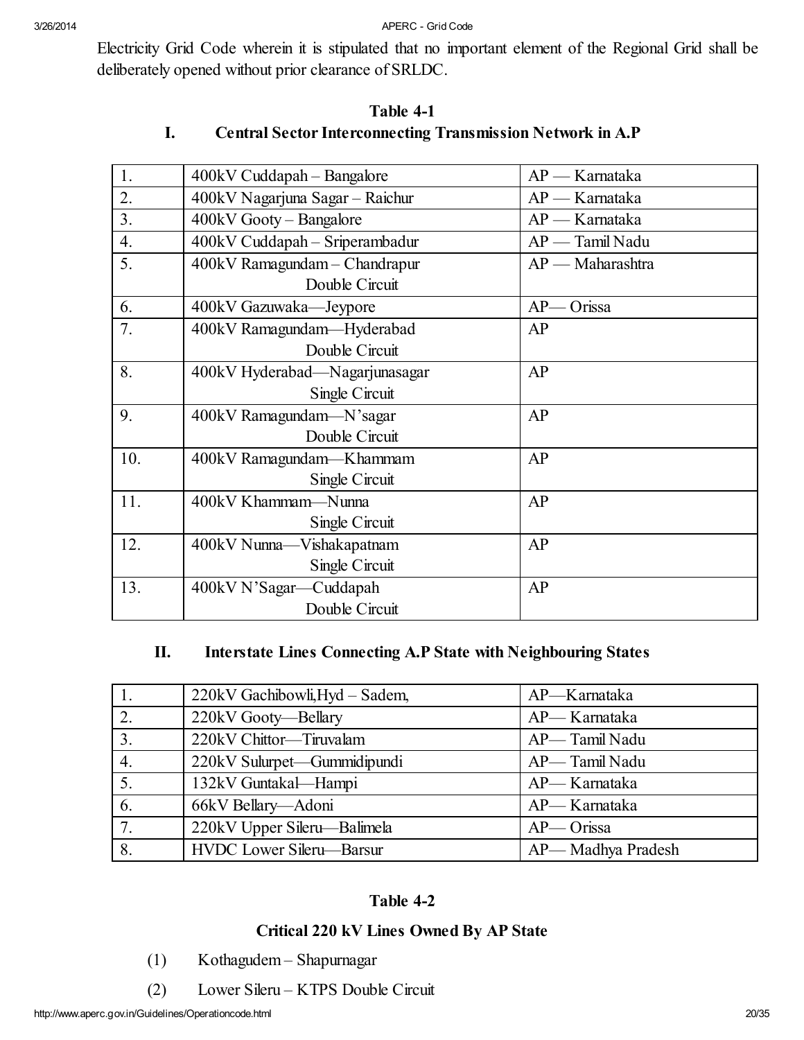Electricity Grid Code wherein it is stipulated that no important element of the Regional Grid shall be deliberately opened without prior clearance of SRLDC.

**Table 4-1**

**I. Central Sector Interconnecting Transmission Network in A.P**

| | | |
|---|---|---|
| 1. | 400kV Cuddapah – Bangalore | AP — Karnataka |
| 2. | 400kV Nagarjuna Sagar – Raichur | AP — Karnataka |
| 3. | 400kV Gooty – Bangalore | AP — Karnataka |
| 4. | 400kV Cuddapah – Sriperambadur | AP — Tamil Nadu |
| 5. | 400kV Ramagundam – Chandrapur Double Circuit | AP — Maharashtra |
| 6. | 400kV Gazuwaka—Jeypore | AP— Orissa |
| 7. | 400kV Ramagundam—Hyderabad Double Circuit | AP |
| 8. | 400kV Hyderabad—Nagarjunasagar Single Circuit | AP |
| 9. | 400kV Ramagundam—N'sagar Double Circuit | AP |
| 10. | 400kV Ramagundam—Khammam Single Circuit | AP |
| 11. | 400kV Khammam—Nunna Single Circuit | AP |
| 12. | 400kV Nunna—Vishakapatnam Single Circuit | AP |
| 13. | 400kV N'Sagar—Cuddapah Double Circuit | AP |

**II. Interstate Lines Connecting A.P State with Neighbouring States**

| | | |
|---|---|---|
| 1. | 220kV Gachibowli,Hyd – Sadem, | AP—Karnataka |
| 2. | 220kV Gooty—Bellary | AP— Karnataka |
| 3. | 220kV Chittor—Tiruvalam | AP— Tamil Nadu |
| 4. | 220kV Sulurpet—Gummidipundi | AP— Tamil Nadu |
| 5. | 132kV Guntakal—Hampi | AP— Karnataka |
| 6. | 66kV Bellary—Adoni | AP— Karnataka |
| 7. | 220kV Upper Sileru—Balimela | AP— Orissa |
| 8. | HVDC Lower Sileru—Barsur | AP— Madhya Pradesh |

**Table 4-2**

**Critical 220 kV Lines Owned By AP State**

(1) Kothagudem – Shapurnagar

(2) Lower Sileru – KTPS Double Circuit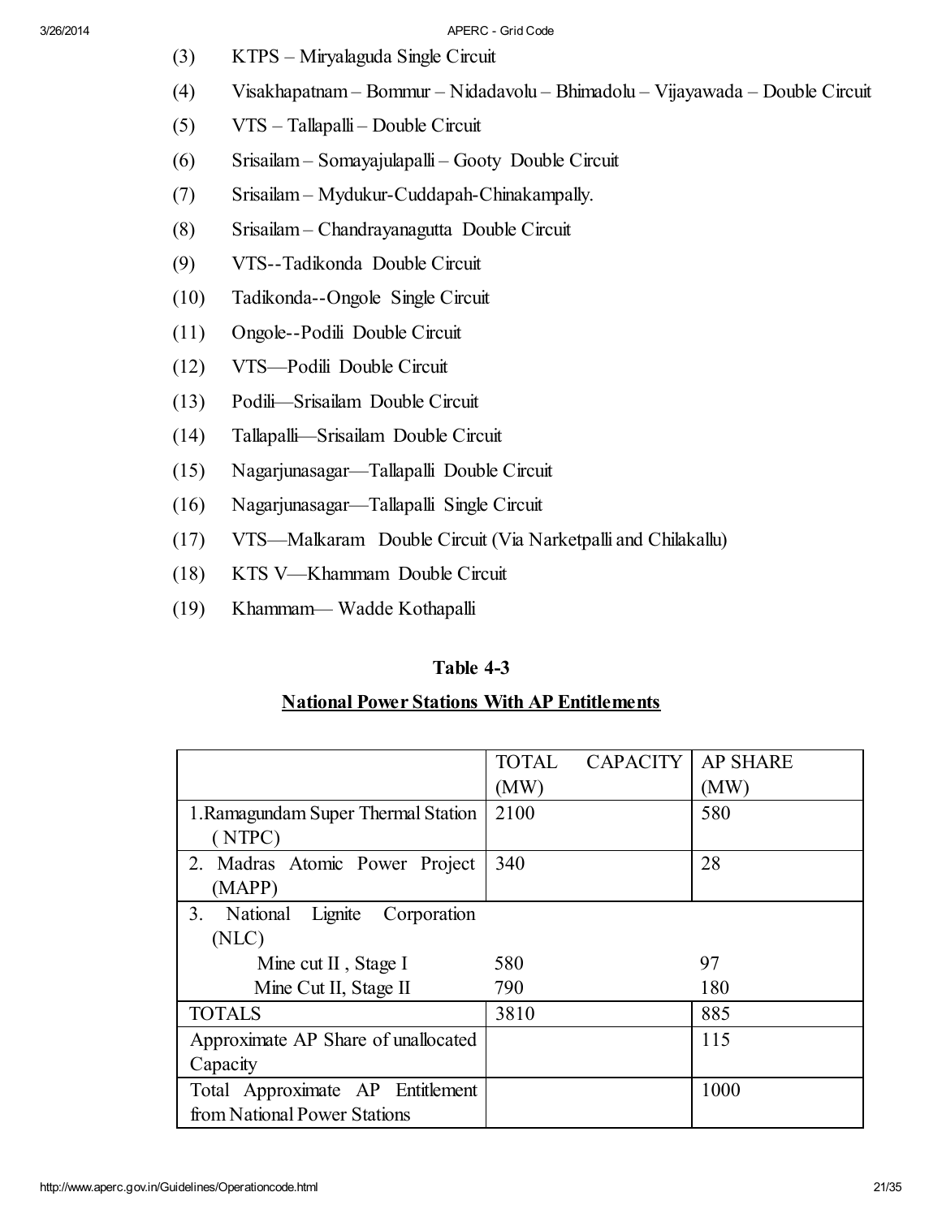(3) KTPS – Miryalaguda Single Circuit

(4) Visakhapatnam – Bommur – Nidadavolu – Bhimadolu – Vijayawada – Double Circuit

(5) VTS – Tallapalli – Double Circuit

(6) Srisailam – Somayajulapalli – Gooty Double Circuit

(7) Srisailam – Mydukur-Cuddapah-Chinakampally.

(8) Srisailam – Chandrayanagutta Double Circuit

(9) VTS--Tadikonda Double Circuit

(10) Tadikonda--Ongole Single Circuit

(11) Ongole--Podili Double Circuit

(12) VTS—Podili Double Circuit

(13) Podili—Srisailam Double Circuit

(14) Tallapalli—Srisailam Double Circuit

(15) Nagarjunasagar—Tallapalli Double Circuit

(16) Nagarjunasagar—Tallapalli Single Circuit

(17) VTS—Malkaram Double Circuit (Via Narketpalli and Chilakallu)

(18) KTS V—Khammam Double Circuit

(19) Khammam— Wadde Kothapalli

**Table 4-3**

**National Power Stations With AP Entitlements**

| | TOTAL CAPACITY (MW) | AP SHARE (MW) |
|---|---|---|
| 1. Ramagundam Super Thermal Station (NTPC) | 2100 | 580 |
| 2. Madras Atomic Power Project (MAPP) | 340 | 28 |
| 3. National Lignite Corporation (NLC) | | |
| Mine cut II , Stage I | 580 | 97 |
| Mine Cut II, Stage II | 790 | 180 |
| TOTALS | 3810 | 885 |
| Approximate AP Share of unallocated Capacity | | 115 |
| Total Approximate AP Entitlement from National Power Stations | | 1000 |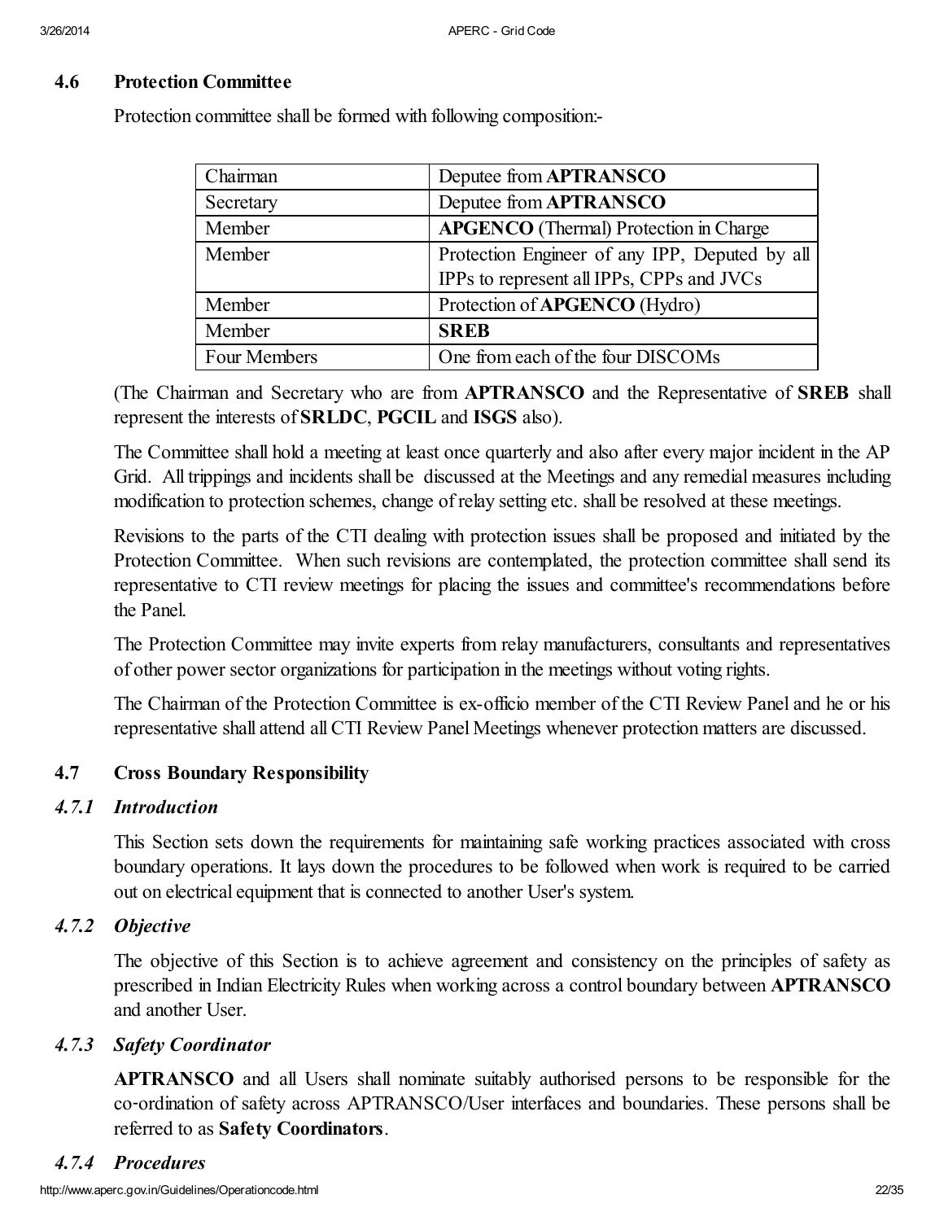## 4.6 Protection Committee

Protection committee shall be formed with following composition:-

| | |
|---|---|
| Chairman | Deputee from **APTRANSCO** |
| Secretary | Deputee from **APTRANSCO** |
| Member | **APGENCO** (Thermal) Protection in Charge |
| Member | Protection Engineer of any IPP, Deputed by all IPPs to represent all IPPs, CPPs and JVCs |
| Member | Protection of **APGENCO** (Hydro) |
| Member | **SREB** |
| Four Members | One from each of the four DISCOMs |

(The Chairman and Secretary who are from **APTRANSCO** and the Representative of **SREB** shall represent the interests of **SRLDC**, **PGCIL** and **ISGS** also).

The Committee shall hold a meeting at least once quarterly and also after every major incident in the AP Grid. All trippings and incidents shall be discussed at the Meetings and any remedial measures including modification to protection schemes, change of relay setting etc. shall be resolved at these meetings.

Revisions to the parts of the CTI dealing with protection issues shall be proposed and initiated by the Protection Committee. When such revisions are contemplated, the protection committee shall send its representative to CTI review meetings for placing the issues and committee's recommendations before the Panel.

The Protection Committee may invite experts from relay manufacturers, consultants and representatives of other power sector organizations for participation in the meetings without voting rights.

The Chairman of the Protection Committee is ex-officio member of the CTI Review Panel and he or his representative shall attend all CTI Review Panel Meetings whenever protection matters are discussed.

## 4.7 Cross Boundary Responsibility

### *4.7.1 Introduction*

This Section sets down the requirements for maintaining safe working practices associated with cross boundary operations. It lays down the procedures to be followed when work is required to be carried out on electrical equipment that is connected to another User's system.

### *4.7.2 Objective*

The objective of this Section is to achieve agreement and consistency on the principles of safety as prescribed in Indian Electricity Rules when working across a control boundary between **APTRANSCO** and another User.

### *4.7.3 Safety Coordinator*

**APTRANSCO** and all Users shall nominate suitably authorised persons to be responsible for the co-ordination of safety across APTRANSCO/User interfaces and boundaries. These persons shall be referred to as **Safety Coordinators**.

### *4.7.4 Procedures*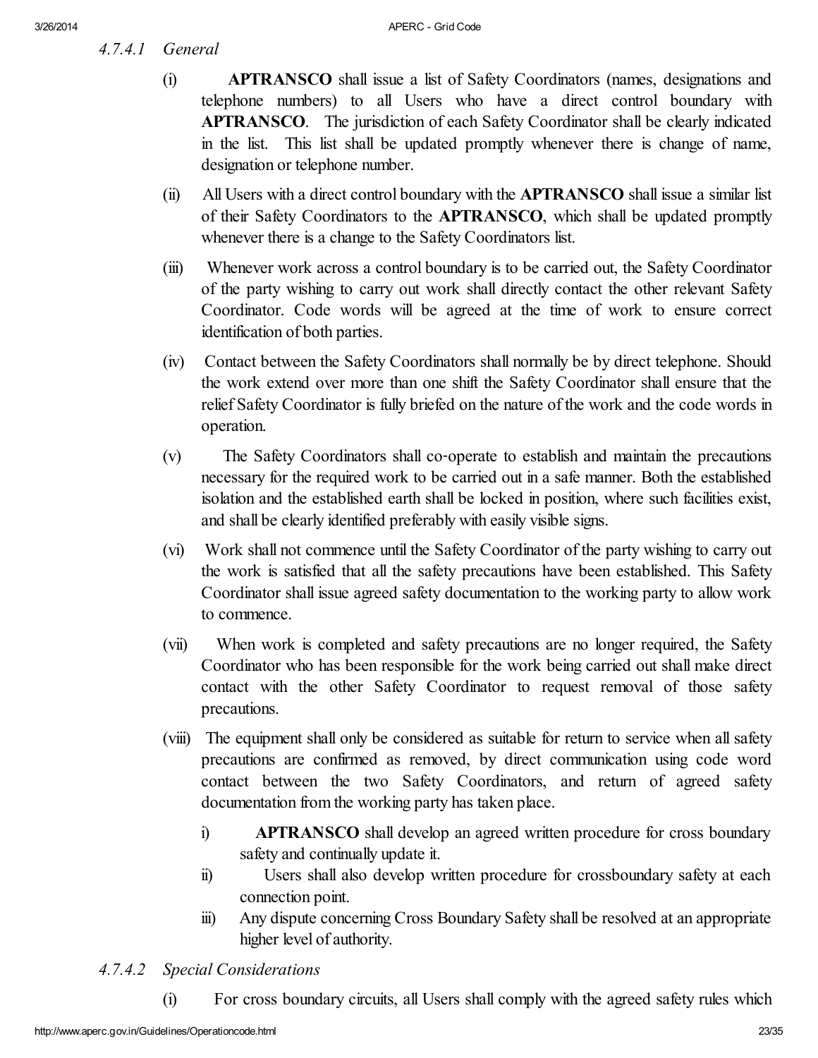#### *4.7.4.1 General*

(i) **APTRANSCO** shall issue a list of Safety Coordinators (names, designations and telephone numbers) to all Users who have a direct control boundary with **APTRANSCO**. The jurisdiction of each Safety Coordinator shall be clearly indicated in the list. This list shall be updated promptly whenever there is change of name, designation or telephone number.

(ii) All Users with a direct control boundary with the **APTRANSCO** shall issue a similar list of their Safety Coordinators to the **APTRANSCO**, which shall be updated promptly whenever there is a change to the Safety Coordinators list.

(iii) Whenever work across a control boundary is to be carried out, the Safety Coordinator of the party wishing to carry out work shall directly contact the other relevant Safety Coordinator. Code words will be agreed at the time of work to ensure correct identification of both parties.

(iv) Contact between the Safety Coordinators shall normally be by direct telephone. Should the work extend over more than one shift the Safety Coordinator shall ensure that the relief Safety Coordinator is fully briefed on the nature of the work and the code words in operation.

(v) The Safety Coordinators shall co-operate to establish and maintain the precautions necessary for the required work to be carried out in a safe manner. Both the established isolation and the established earth shall be locked in position, where such facilities exist, and shall be clearly identified preferably with easily visible signs.

(vi) Work shall not commence until the Safety Coordinator of the party wishing to carry out the work is satisfied that all the safety precautions have been established. This Safety Coordinator shall issue agreed safety documentation to the working party to allow work to commence.

(vii) When work is completed and safety precautions are no longer required, the Safety Coordinator who has been responsible for the work being carried out shall make direct contact with the other Safety Coordinator to request removal of those safety precautions.

(viii) The equipment shall only be considered as suitable for return to service when all safety precautions are confirmed as removed, by direct communication using code word contact between the two Safety Coordinators, and return of agreed safety documentation from the working party has taken place.

   i) **APTRANSCO** shall develop an agreed written procedure for cross boundary safety and continually update it.

   ii) Users shall also develop written procedure for crossboundary safety at each connection point.

   iii) Any dispute concerning Cross Boundary Safety shall be resolved at an appropriate higher level of authority.

#### *4.7.4.2 Special Considerations*

(i) For cross boundary circuits, all Users shall comply with the agreed safety rules which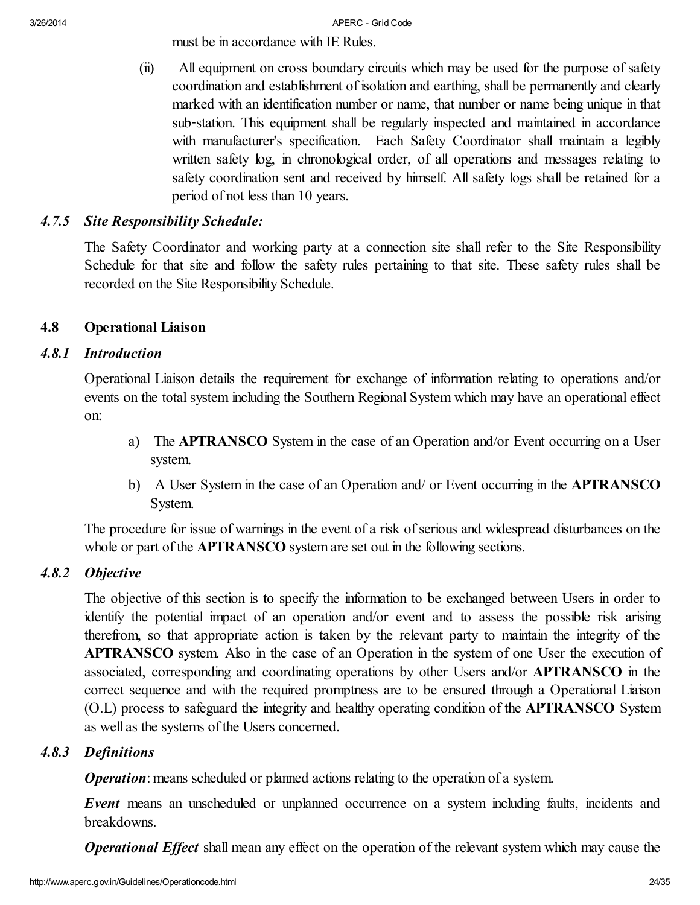must be in accordance with IE Rules.

(ii) All equipment on cross boundary circuits which may be used for the purpose of safety coordination and establishment of isolation and earthing, shall be permanently and clearly marked with an identification number or name, that number or name being unique in that sub-station. This equipment shall be regularly inspected and maintained in accordance with manufacturer's specification. Each Safety Coordinator shall maintain a legibly written safety log, in chronological order, of all operations and messages relating to safety coordination sent and received by himself. All safety logs shall be retained for a period of not less than 10 years.

### *4.7.5 Site Responsibility Schedule:*

The Safety Coordinator and working party at a connection site shall refer to the Site Responsibility Schedule for that site and follow the safety rules pertaining to that site. These safety rules shall be recorded on the Site Responsibility Schedule.

## 4.8 Operational Liaison

### *4.8.1 Introduction*

Operational Liaison details the requirement for exchange of information relating to operations and/or events on the total system including the Southern Regional System which may have an operational effect on:

a) The **APTRANSCO** System in the case of an Operation and/or Event occurring on a User system.

b) A User System in the case of an Operation and/ or Event occurring in the **APTRANSCO** System.

The procedure for issue of warnings in the event of a risk of serious and widespread disturbances on the whole or part of the **APTRANSCO** system are set out in the following sections.

### *4.8.2 Objective*

The objective of this section is to specify the information to be exchanged between Users in order to identify the potential impact of an operation and/or event and to assess the possible risk arising therefrom, so that appropriate action is taken by the relevant party to maintain the integrity of the **APTRANSCO** system. Also in the case of an Operation in the system of one User the execution of associated, corresponding and coordinating operations by other Users and/or **APTRANSCO** in the correct sequence and with the required promptness are to be ensured through a Operational Liaison (O.L) process to safeguard the integrity and healthy operating condition of the **APTRANSCO** System as well as the systems of the Users concerned.

### *4.8.3 Definitions*

***Operation***: means scheduled or planned actions relating to the operation of a system.

***Event*** means an unscheduled or unplanned occurrence on a system including faults, incidents and breakdowns.

***Operational Effect*** shall mean any effect on the operation of the relevant system which may cause the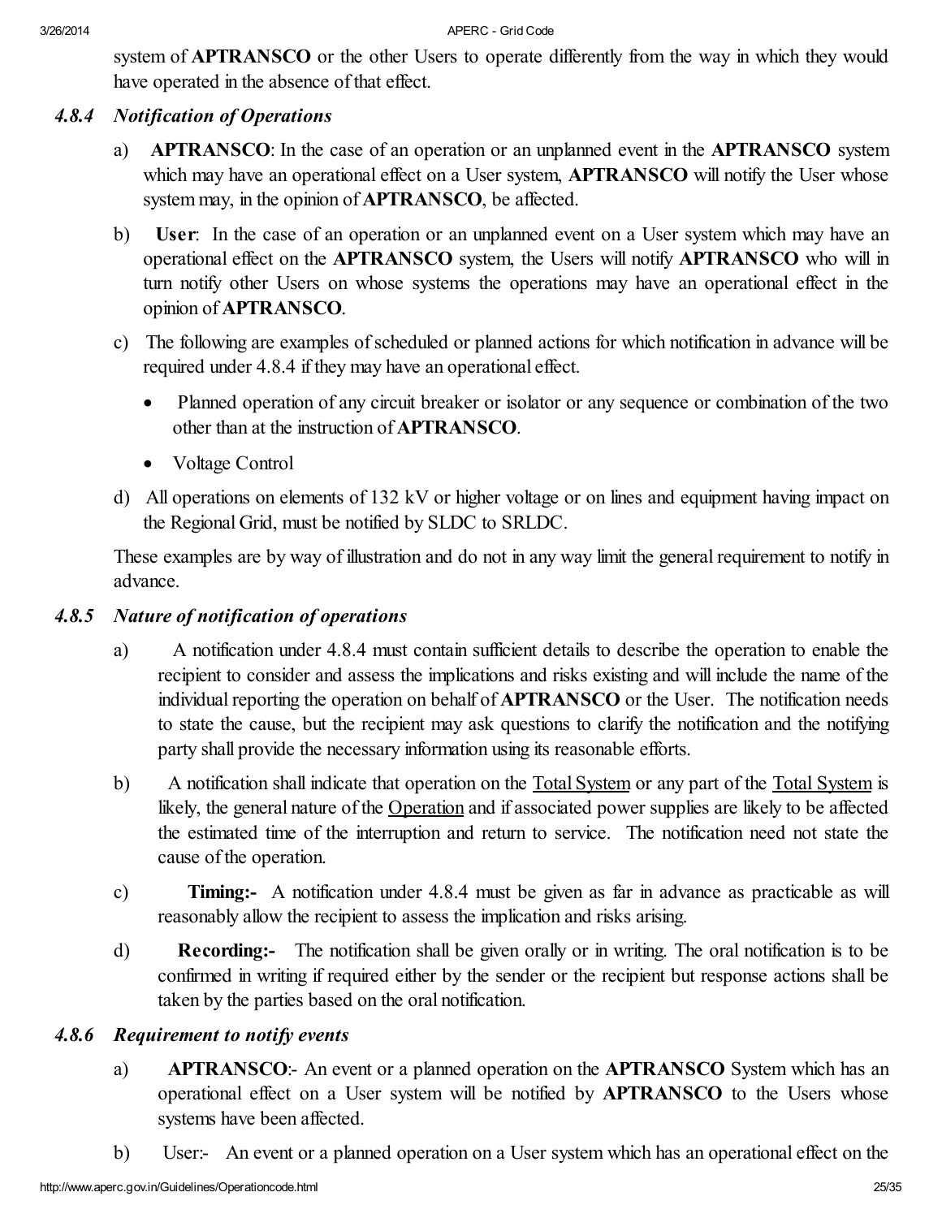system of **APTRANSCO** or the other Users to operate differently from the way in which they would have operated in the absence of that effect.

### *4.8.4 Notification of Operations*

a) **APTRANSCO**: In the case of an operation or an unplanned event in the **APTRANSCO** system which may have an operational effect on a User system, **APTRANSCO** will notify the User whose system may, in the opinion of **APTRANSCO**, be affected.

b) **User**: In the case of an operation or an unplanned event on a User system which may have an operational effect on the **APTRANSCO** system, the Users will notify **APTRANSCO** who will in turn notify other Users on whose systems the operations may have an operational effect in the opinion of **APTRANSCO**.

c) The following are examples of scheduled or planned actions for which notification in advance will be required under 4.8.4 if they may have an operational effect.

- Planned operation of any circuit breaker or isolator or any sequence or combination of the two other than at the instruction of **APTRANSCO**.
- Voltage Control

d) All operations on elements of 132 kV or higher voltage or on lines and equipment having impact on the Regional Grid, must be notified by SLDC to SRLDC.

These examples are by way of illustration and do not in any way limit the general requirement to notify in advance.

### *4.8.5 Nature of notification of operations*

a) A notification under 4.8.4 must contain sufficient details to describe the operation to enable the recipient to consider and assess the implications and risks existing and will include the name of the individual reporting the operation on behalf of **APTRANSCO** or the User. The notification needs to state the cause, but the recipient may ask questions to clarify the notification and the notifying party shall provide the necessary information using its reasonable efforts.

b) A notification shall indicate that operation on the Total System or any part of the Total System is likely, the general nature of the Operation and if associated power supplies are likely to be affected the estimated time of the interruption and return to service. The notification need not state the cause of the operation.

c) **Timing:-** A notification under 4.8.4 must be given as far in advance as practicable as will reasonably allow the recipient to assess the implication and risks arising.

d) **Recording:-** The notification shall be given orally or in writing. The oral notification is to be confirmed in writing if required either by the sender or the recipient but response actions shall be taken by the parties based on the oral notification.

### *4.8.6 Requirement to notify events*

a) **APTRANSCO**:- An event or a planned operation on the **APTRANSCO** System which has an operational effect on a User system will be notified by **APTRANSCO** to the Users whose systems have been affected.

b) User:- An event or a planned operation on a User system which has an operational effect on the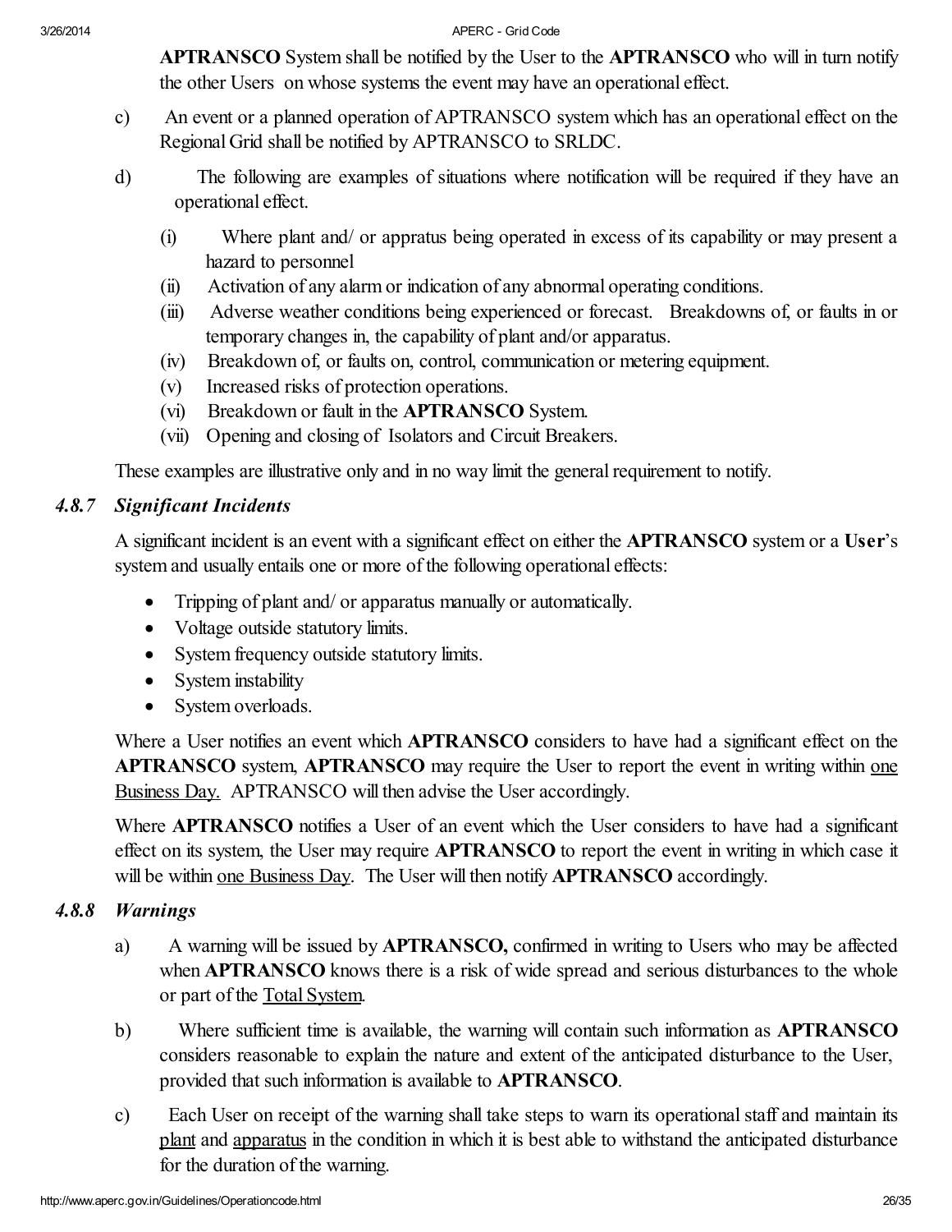**APTRANSCO** System shall be notified by the User to the **APTRANSCO** who will in turn notify the other Users on whose systems the event may have an operational effect.

c) An event or a planned operation of APTRANSCO system which has an operational effect on the Regional Grid shall be notified by APTRANSCO to SRLDC.

d) The following are examples of situations where notification will be required if they have an operational effect.

(i) Where plant and/ or appratus being operated in excess of its capability or may present a hazard to personnel

(ii) Activation of any alarm or indication of any abnormal operating conditions.

(iii) Adverse weather conditions being experienced or forecast. Breakdowns of, or faults in or temporary changes in, the capability of plant and/or apparatus.

(iv) Breakdown of, or faults on, control, communication or metering equipment.

(v) Increased risks of protection operations.

(vi) Breakdown or fault in the **APTRANSCO** System.

(vii) Opening and closing of Isolators and Circuit Breakers.

These examples are illustrative only and in no way limit the general requirement to notify.

### *4.8.7 Significant Incidents*

A significant incident is an event with a significant effect on either the **APTRANSCO** system or a **User**'s system and usually entails one or more of the following operational effects:

- Tripping of plant and/ or apparatus manually or automatically.
- Voltage outside statutory limits.
- System frequency outside statutory limits.
- System instability
- System overloads.

Where a User notifies an event which **APTRANSCO** considers to have had a significant effect on the **APTRANSCO** system, **APTRANSCO** may require the User to report the event in writing within one Business Day. APTRANSCO will then advise the User accordingly.

Where **APTRANSCO** notifies a User of an event which the User considers to have had a significant effect on its system, the User may require **APTRANSCO** to report the event in writing in which case it will be within one Business Day. The User will then notify **APTRANSCO** accordingly.

### *4.8.8 Warnings*

a) A warning will be issued by **APTRANSCO,** confirmed in writing to Users who may be affected when **APTRANSCO** knows there is a risk of wide spread and serious disturbances to the whole or part of the Total System.

b) Where sufficient time is available, the warning will contain such information as **APTRANSCO** considers reasonable to explain the nature and extent of the anticipated disturbance to the User, provided that such information is available to **APTRANSCO**.

c) Each User on receipt of the warning shall take steps to warn its operational staff and maintain its plant and apparatus in the condition in which it is best able to withstand the anticipated disturbance for the duration of the warning.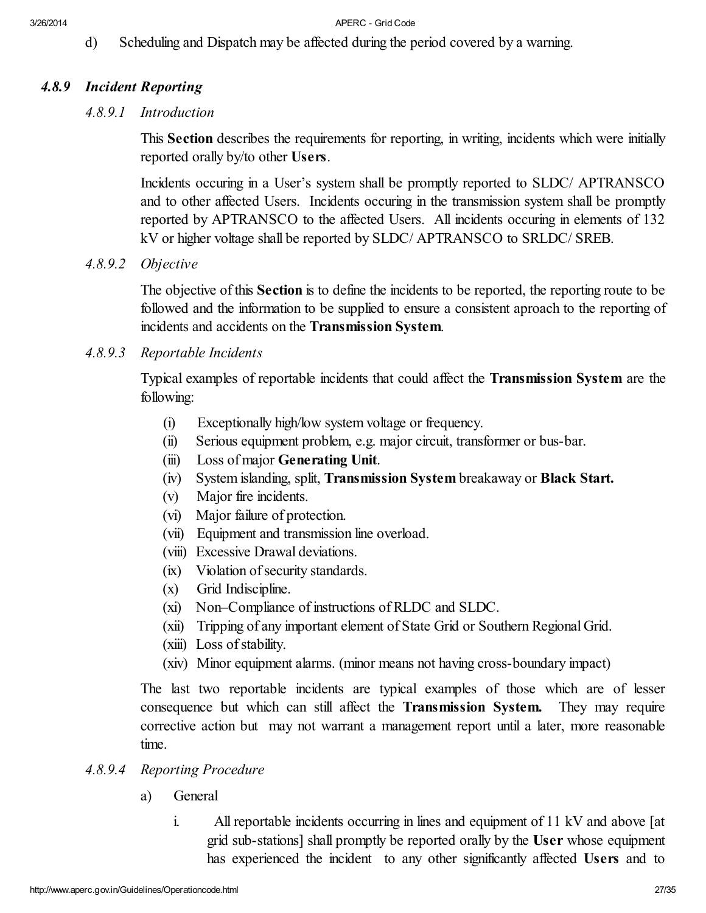d) Scheduling and Dispatch may be affected during the period covered by a warning.

### *4.8.9 Incident Reporting*

#### *4.8.9.1 Introduction*

This **Section** describes the requirements for reporting, in writing, incidents which were initially reported orally by/to other **Users**.

Incidents occuring in a User's system shall be promptly reported to SLDC/ APTRANSCO and to other affected Users. Incidents occuring in the transmission system shall be promptly reported by APTRANSCO to the affected Users. All incidents occuring in elements of 132 kV or higher voltage shall be reported by SLDC/ APTRANSCO to SRLDC/ SREB.

#### *4.8.9.2 Objective*

The objective of this **Section** is to define the incidents to be reported, the reporting route to be followed and the information to be supplied to ensure a consistent aproach to the reporting of incidents and accidents on the **Transmission System**.

#### *4.8.9.3 Reportable Incidents*

Typical examples of reportable incidents that could affect the **Transmission System** are the following:

- (i) Exceptionally high/low system voltage or frequency.
- (ii) Serious equipment problem, e.g. major circuit, transformer or bus-bar.
- (iii) Loss of major **Generating Unit**.
- (iv) System islanding, split, **Transmission System** breakaway or **Black Start.**
- (v) Major fire incidents.
- (vi) Major failure of protection.
- (vii) Equipment and transmission line overload.
- (viii) Excessive Drawal deviations.
- (ix) Violation of security standards.
- (x) Grid Indiscipline.
- (xi) Non–Compliance of instructions of RLDC and SLDC.
- (xii) Tripping of any important element of State Grid or Southern Regional Grid.
- (xiii) Loss of stability.
- (xiv) Minor equipment alarms. (minor means not having cross-boundary impact)

The last two reportable incidents are typical examples of those which are of lesser consequence but which can still affect the **Transmission System.** They may require corrective action but may not warrant a management report until a later, more reasonable time.

#### *4.8.9.4 Reporting Procedure*

a) General

i. All reportable incidents occurring in lines and equipment of 11 kV and above [at grid sub-stations] shall promptly be reported orally by the **User** whose equipment has experienced the incident to any other significantly affected **Users** and to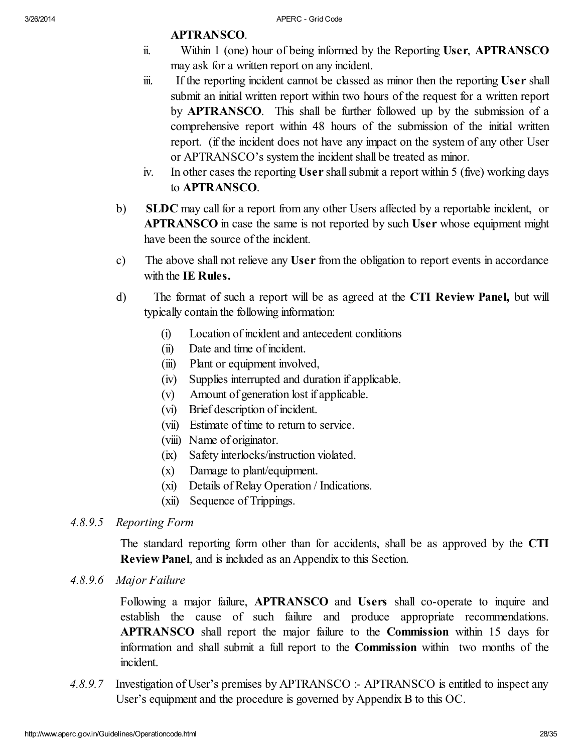**APTRANSCO**.

ii. Within 1 (one) hour of being informed by the Reporting **User**, **APTRANSCO** may ask for a written report on any incident.

iii. If the reporting incident cannot be classed as minor then the reporting **User** shall submit an initial written report within two hours of the request for a written report by **APTRANSCO**. This shall be further followed up by the submission of a comprehensive report within 48 hours of the submission of the initial written report. (if the incident does not have any impact on the system of any other User or APTRANSCO's system the incident shall be treated as minor.

iv. In other cases the reporting **User** shall submit a report within 5 (five) working days to **APTRANSCO**.

b) **SLDC** may call for a report from any other Users affected by a reportable incident, or **APTRANSCO** in case the same is not reported by such **User** whose equipment might have been the source of the incident.

c) The above shall not relieve any **User** from the obligation to report events in accordance with the **IE Rules.**

d) The format of such a report will be as agreed at the **CTI Review Panel,** but will typically contain the following information:

(i) Location of incident and antecedent conditions
(ii) Date and time of incident.
(iii) Plant or equipment involved,
(iv) Supplies interrupted and duration if applicable.
(v) Amount of generation lost if applicable.
(vi) Brief description of incident.
(vii) Estimate of time to return to service.
(viii) Name of originator.
(ix) Safety interlocks/instruction violated.
(x) Damage to plant/equipment.
(xi) Details of Relay Operation / Indications.
(xii) Sequence of Trippings.

*4.8.9.5 Reporting Form*

The standard reporting form other than for accidents, shall be as approved by the **CTI Review Panel**, and is included as an Appendix to this Section.

*4.8.9.6 Major Failure*

Following a major failure, **APTRANSCO** and **Users** shall co-operate to inquire and establish the cause of such failure and produce appropriate recommendations. **APTRANSCO** shall report the major failure to the **Commission** within 15 days for information and shall submit a full report to the **Commission** within two months of the incident.

*4.8.9.7* Investigation of User's premises by APTRANSCO :- APTRANSCO is entitled to inspect any User's equipment and the procedure is governed by Appendix B to this OC.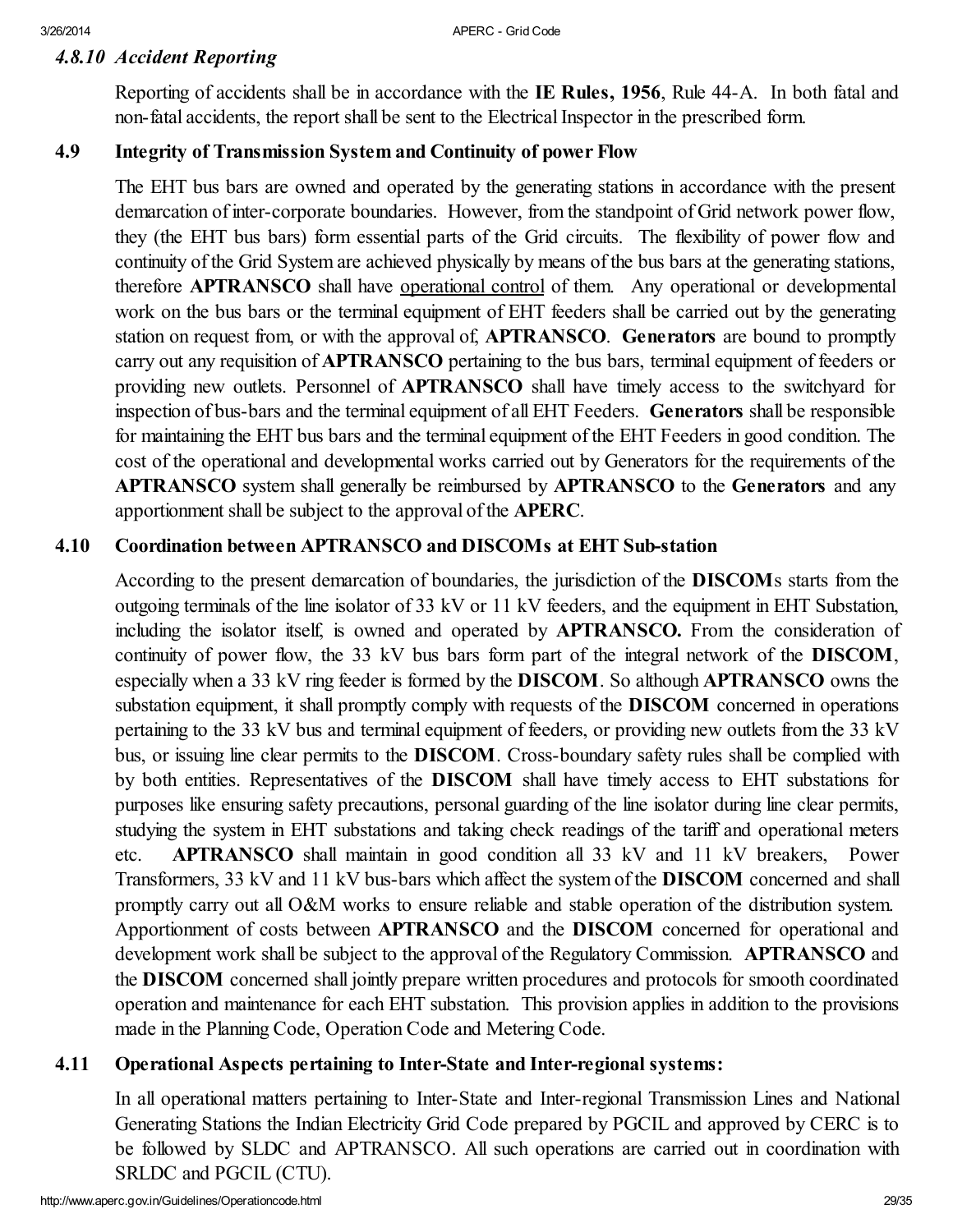### *4.8.10 Accident Reporting*

Reporting of accidents shall be in accordance with the **IE Rules, 1956**, Rule 44-A. In both fatal and non-fatal accidents, the report shall be sent to the Electrical Inspector in the prescribed form.

### 4.9 Integrity of Transmission System and Continuity of power Flow

The EHT bus bars are owned and operated by the generating stations in accordance with the present demarcation of inter-corporate boundaries. However, from the standpoint of Grid network power flow, they (the EHT bus bars) form essential parts of the Grid circuits. The flexibility of power flow and continuity of the Grid System are achieved physically by means of the bus bars at the generating stations, therefore **APTRANSCO** shall have operational control of them. Any operational or developmental work on the bus bars or the terminal equipment of EHT feeders shall be carried out by the generating station on request from, or with the approval of, **APTRANSCO**. **Generators** are bound to promptly carry out any requisition of **APTRANSCO** pertaining to the bus bars, terminal equipment of feeders or providing new outlets. Personnel of **APTRANSCO** shall have timely access to the switchyard for inspection of bus-bars and the terminal equipment of all EHT Feeders. **Generators** shall be responsible for maintaining the EHT bus bars and the terminal equipment of the EHT Feeders in good condition. The cost of the operational and developmental works carried out by Generators for the requirements of the **APTRANSCO** system shall generally be reimbursed by **APTRANSCO** to the **Generators** and any apportionment shall be subject to the approval of the **APERC**.

### 4.10 Coordination between APTRANSCO and DISCOMs at EHT Sub-station

According to the present demarcation of boundaries, the jurisdiction of the **DISCOM**s starts from the outgoing terminals of the line isolator of 33 kV or 11 kV feeders, and the equipment in EHT Substation, including the isolator itself, is owned and operated by **APTRANSCO.** From the consideration of continuity of power flow, the 33 kV bus bars form part of the integral network of the **DISCOM**, especially when a 33 kV ring feeder is formed by the **DISCOM**. So although **APTRANSCO** owns the substation equipment, it shall promptly comply with requests of the **DISCOM** concerned in operations pertaining to the 33 kV bus and terminal equipment of feeders, or providing new outlets from the 33 kV bus, or issuing line clear permits to the **DISCOM**. Cross-boundary safety rules shall be complied with by both entities. Representatives of the **DISCOM** shall have timely access to EHT substations for purposes like ensuring safety precautions, personal guarding of the line isolator during line clear permits, studying the system in EHT substations and taking check readings of the tariff and operational meters etc. **APTRANSCO** shall maintain in good condition all 33 kV and 11 kV breakers, Power Transformers, 33 kV and 11 kV bus-bars which affect the system of the **DISCOM** concerned and shall promptly carry out all O&M works to ensure reliable and stable operation of the distribution system. Apportionment of costs between **APTRANSCO** and the **DISCOM** concerned for operational and development work shall be subject to the approval of the Regulatory Commission. **APTRANSCO** and the **DISCOM** concerned shall jointly prepare written procedures and protocols for smooth coordinated operation and maintenance for each EHT substation. This provision applies in addition to the provisions made in the Planning Code, Operation Code and Metering Code.

### 4.11 Operational Aspects pertaining to Inter-State and Inter-regional systems:

In all operational matters pertaining to Inter-State and Inter-regional Transmission Lines and National Generating Stations the Indian Electricity Grid Code prepared by PGCIL and approved by CERC is to be followed by SLDC and APTRANSCO. All such operations are carried out in coordination with SRLDC and PGCIL (CTU).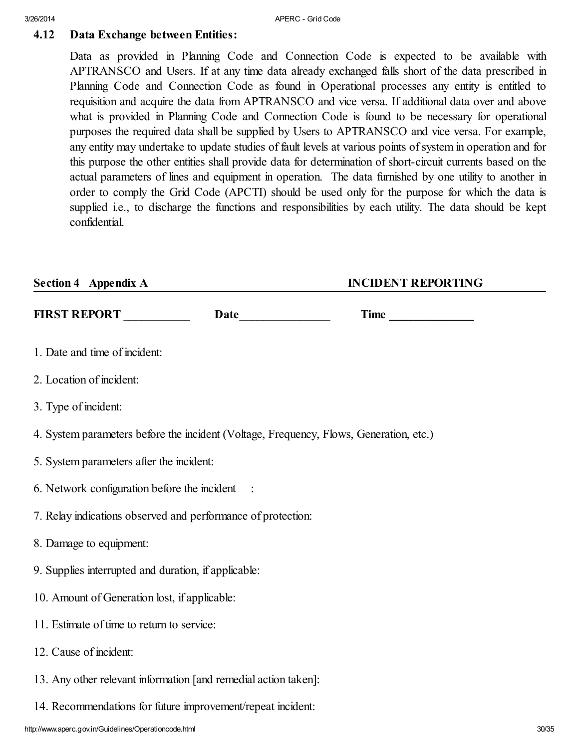### 4.12 Data Exchange between Entities:

Data as provided in Planning Code and Connection Code is expected to be available with APTRANSCO and Users. If at any time data already exchanged falls short of the data prescribed in Planning Code and Connection Code as found in Operational processes any entity is entitled to requisition and acquire the data from APTRANSCO and vice versa. If additional data over and above what is provided in Planning Code and Connection Code is found to be necessary for operational purposes the required data shall be supplied by Users to APTRANSCO and vice versa. For example, any entity may undertake to update studies of fault levels at various points of system in operation and for this purpose the other entities shall provide data for determination of short-circuit currents based on the actual parameters of lines and equipment in operation. The data furnished by one utility to another in order to comply the Grid Code (APCTI) should be used only for the purpose for which the data is supplied i.e., to discharge the functions and responsibilities by each utility. The data should be kept confidential.

**Section 4 Appendix A** **INCIDENT REPORTING**

**FIRST REPORT** ___________ **Date**_______________ **Time** ______________

1. Date and time of incident:

2. Location of incident:

3. Type of incident:

4. System parameters before the incident (Voltage, Frequency, Flows, Generation, etc.)

5. System parameters after the incident:

6. Network configuration before the incident :

7. Relay indications observed and performance of protection:

8. Damage to equipment:

9. Supplies interrupted and duration, if applicable:

10. Amount of Generation lost, if applicable:

11. Estimate of time to return to service:

12. Cause of incident:

13. Any other relevant information [and remedial action taken]:

14. Recommendations for future improvement/repeat incident: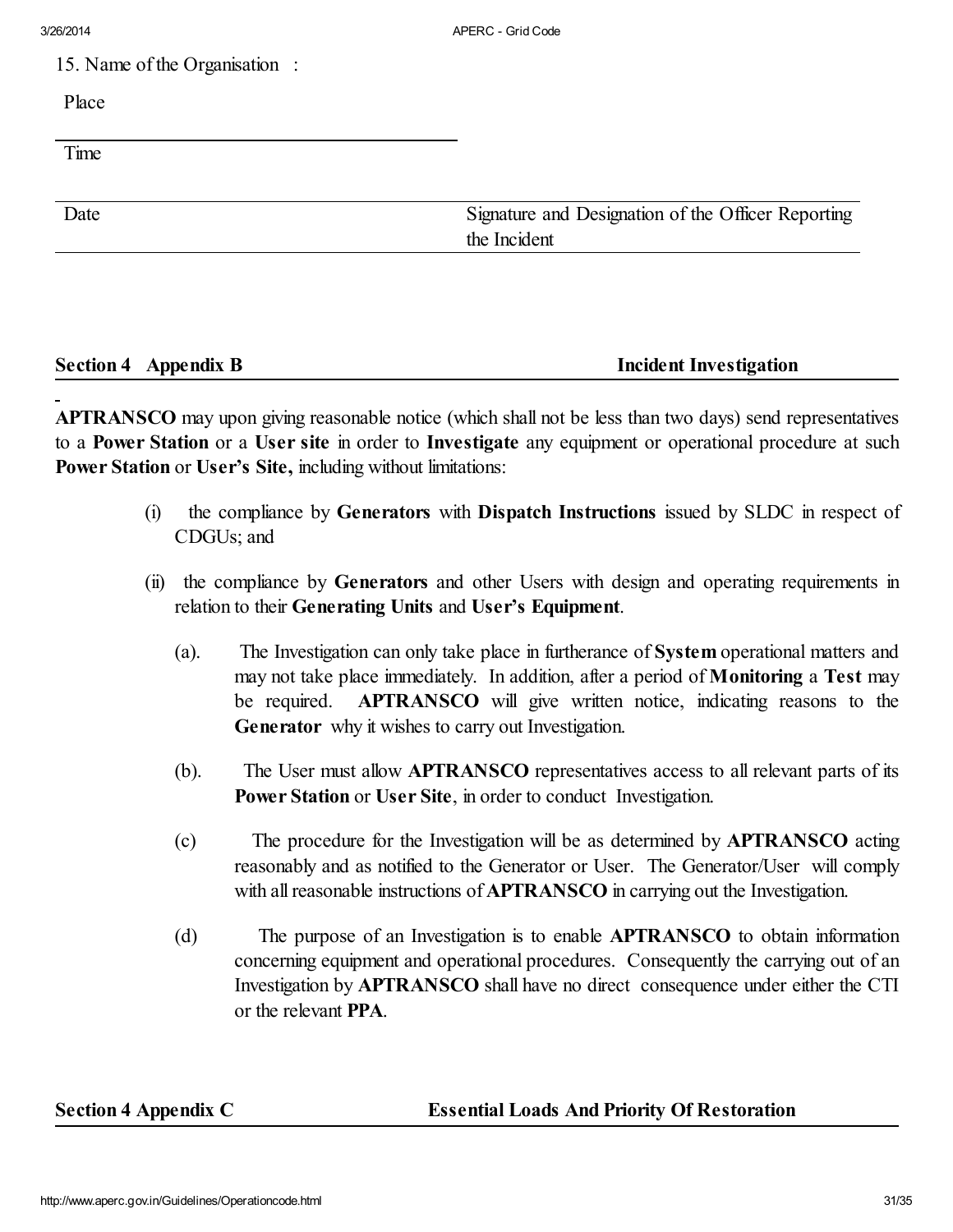15. Name of the Organisation :

Place

Time

| Date | Signature and Designation of the Officer Reporting the Incident |
|---|---|

**Section 4 Appendix B** **Incident Investigation**

**APTRANSCO** may upon giving reasonable notice (which shall not be less than two days) send representatives to a **Power Station** or a **User site** in order to **Investigate** any equipment or operational procedure at such **Power Station** or **User's Site,** including without limitations:

(i) the compliance by **Generators** with **Dispatch Instructions** issued by SLDC in respect of CDGUs; and

(ii) the compliance by **Generators** and other Users with design and operating requirements in relation to their **Generating Units** and **User's Equipment**.

(a). The Investigation can only take place in furtherance of **System** operational matters and may not take place immediately. In addition, after a period of **Monitoring** a **Test** may be required. **APTRANSCO** will give written notice, indicating reasons to the **Generator** why it wishes to carry out Investigation.

(b). The User must allow **APTRANSCO** representatives access to all relevant parts of its **Power Station** or **User Site**, in order to conduct Investigation.

(c) The procedure for the Investigation will be as determined by **APTRANSCO** acting reasonably and as notified to the Generator or User. The Generator/User will comply with all reasonable instructions of **APTRANSCO** in carrying out the Investigation.

(d) The purpose of an Investigation is to enable **APTRANSCO** to obtain information concerning equipment and operational procedures. Consequently the carrying out of an Investigation by **APTRANSCO** shall have no direct consequence under either the CTI or the relevant **PPA**.

**Section 4 Appendix C** **Essential Loads And Priority Of Restoration**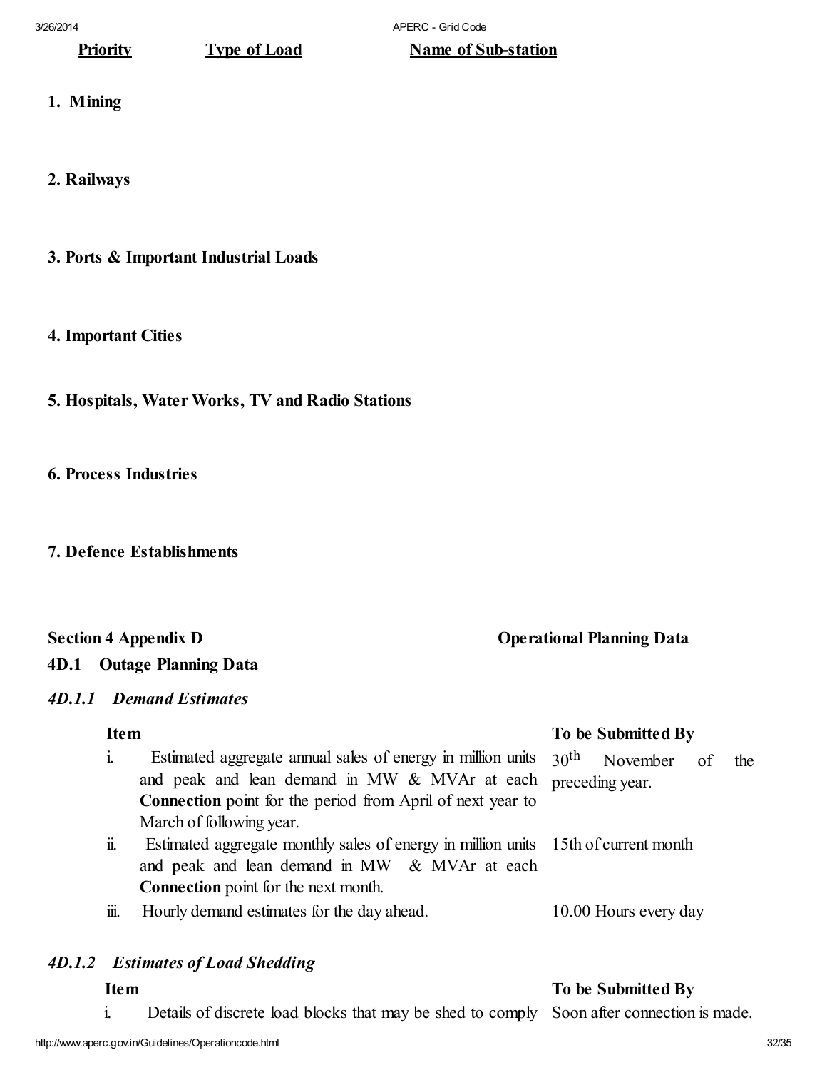| Priority | Type of Load | Name of Sub-station |
|---|---|---|
| 1. Mining | | |
| 2. Railways | | |
| 3. Ports & Important Industrial Loads | | |
| 4. Important Cities | | |
| 5. Hospitals, Water Works, TV and Radio Stations | | |
| 6. Process Industries | | |
| 7. Defence Establishments | | |

## Section 4 Appendix D — Operational Planning Data

### 4D.1 Outage Planning Data

#### *4D.1.1 Demand Estimates*

| | Item | To be Submitted By |
|---|---|---|
| i. | Estimated aggregate annual sales of energy in million units and peak and lean demand in MW & MVAr at each **Connection** point for the period from April of next year to March of following year. | 30th November of the preceding year. |
| ii. | Estimated aggregate monthly sales of energy in million units and peak and lean demand in MW & MVAr at each **Connection** point for the next month. | 15th of current month |
| iii. | Hourly demand estimates for the day ahead. | 10.00 Hours every day |

#### *4D.1.2 Estimates of Load Shedding*

| | Item | To be Submitted By |
|---|---|---|
| i. | Details of discrete load blocks that may be shed to comply | Soon after connection is made. |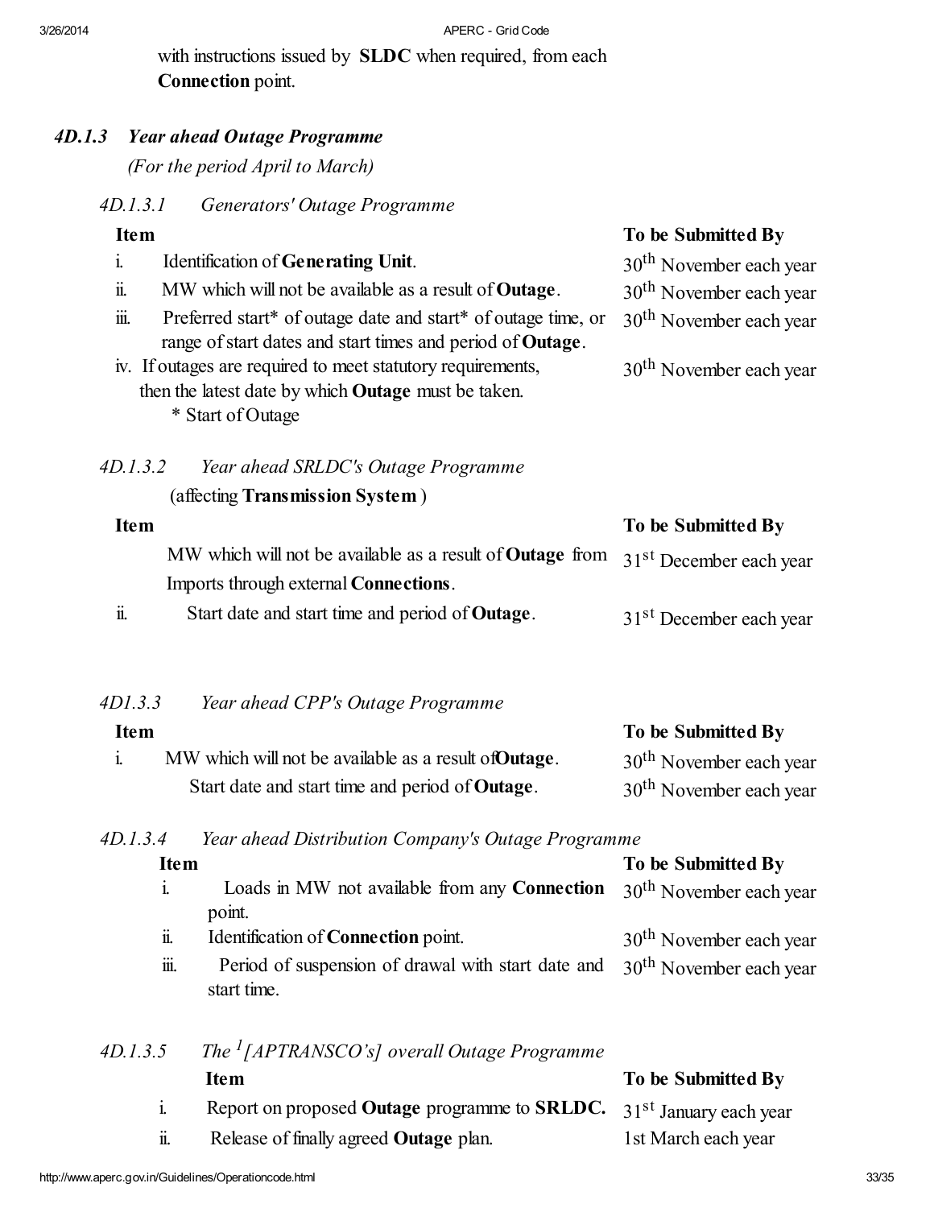with instructions issued by **SLDC** when required, from each **Connection** point.

### *4D.1.3 Year ahead Outage Programme*

*(For the period April to March)*

#### *4D.1.3.1 Generators' Outage Programme*

| Item | To be Submitted By |
|---|---|
| i. Identification of **Generating Unit**. | 30th November each year |
| ii. MW which will not be available as a result of **Outage**. | 30th November each year |
| iii. Preferred start* of outage date and start* of outage time, or range of start dates and start times and period of **Outage**. | 30th November each year |
| iv. If outages are required to meet statutory requirements, then the latest date by which **Outage** must be taken. | 30th November each year |

\* Start of Outage

#### *4D.1.3.2 Year ahead SRLDC's Outage Programme*

(affecting **Transmission System** )

| Item | To be Submitted By |
|---|---|
| MW which will not be available as a result of **Outage** from Imports through external **Connections**. | 31st December each year |
| ii. Start date and start time and period of **Outage**. | 31st December each year |

#### *4D1.3.3 Year ahead CPP's Outage Programme*

| Item | To be Submitted By |
|---|---|
| i. MW which will not be available as a result of **Outage**. | 30th November each year |
| Start date and start time and period of **Outage**. | 30th November each year |

#### *4D.1.3.4 Year ahead Distribution Company's Outage Programme*

| Item | To be Submitted By |
|---|---|
| i. Loads in MW not available from any **Connection** point. | 30th November each year |
| ii. Identification of **Connection** point. | 30th November each year |
| iii. Period of suspension of drawal with start date and start time. | 30th November each year |

#### *4D.1.3.5 The [1][APTRANSCO's] overall Outage Programme*

| Item | To be Submitted By |
|---|---|
| i. Report on proposed **Outage** programme to **SRLDC.** | 31st January each year |
| ii. Release of finally agreed **Outage** plan. | 1st March each year |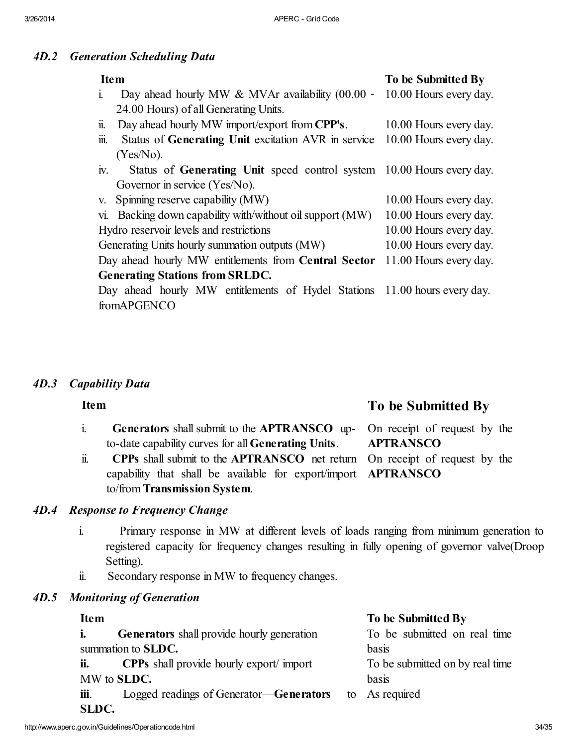### *4D.2 Generation Scheduling Data*

| Item | To be Submitted By |
|---|---|
| i. Day ahead hourly MW & MVAr availability (00.00 - 24.00 Hours) of all Generating Units. | 10.00 Hours every day. |
| ii. Day ahead hourly MW import/export from **CPP's**. | 10.00 Hours every day. |
| iii. Status of **Generating Unit** excitation AVR in service (Yes/No). | 10.00 Hours every day. |
| iv. Status of **Generating Unit** speed control system Governor in service (Yes/No). | 10.00 Hours every day. |
| v. Spinning reserve capability (MW) | 10.00 Hours every day. |
| vi. Backing down capability with/without oil support (MW) | 10.00 Hours every day. |
| Hydro reservoir levels and restrictions | 10.00 Hours every day. |
| Generating Units hourly summation outputs (MW) | 10.00 Hours every day. |
| Day ahead hourly MW entitlements from **Central Sector Generating Stations from SRLDC.** | 11.00 Hours every day. |
| Day ahead hourly MW entitlements of Hydel Stations fromAPGENCO | 11.00 hours every day. |

### *4D.3 Capability Data*

| Item | To be Submitted By |
|---|---|
| i. **Generators** shall submit to the **APTRANSCO** up-to-date capability curves for all **Generating Units**. | On receipt of request by the **APTRANSCO** |
| ii. **CPPs** shall submit to the **APTRANSCO** net return capability that shall be available for export/import to/from **Transmission System**. | On receipt of request by the **APTRANSCO** |

### *4D.4 Response to Frequency Change*

i. Primary response in MW at different levels of loads ranging from minimum generation to registered capacity for frequency changes resulting in fully opening of governor valve(Droop Setting).

ii. Secondary response in MW to frequency changes.

### *4D.5 Monitoring of Generation*

| Item | To be Submitted By |
|---|---|
| **i.** **Generators** shall provide hourly generation summation to **SLDC.** | To be submitted on real time basis |
| **ii.** **CPPs** shall provide hourly export/ import MW to **SLDC.** | To be submitted on by real time basis |
| **iii**. Logged readings of Generator—**Generators** to **SLDC.** | As required |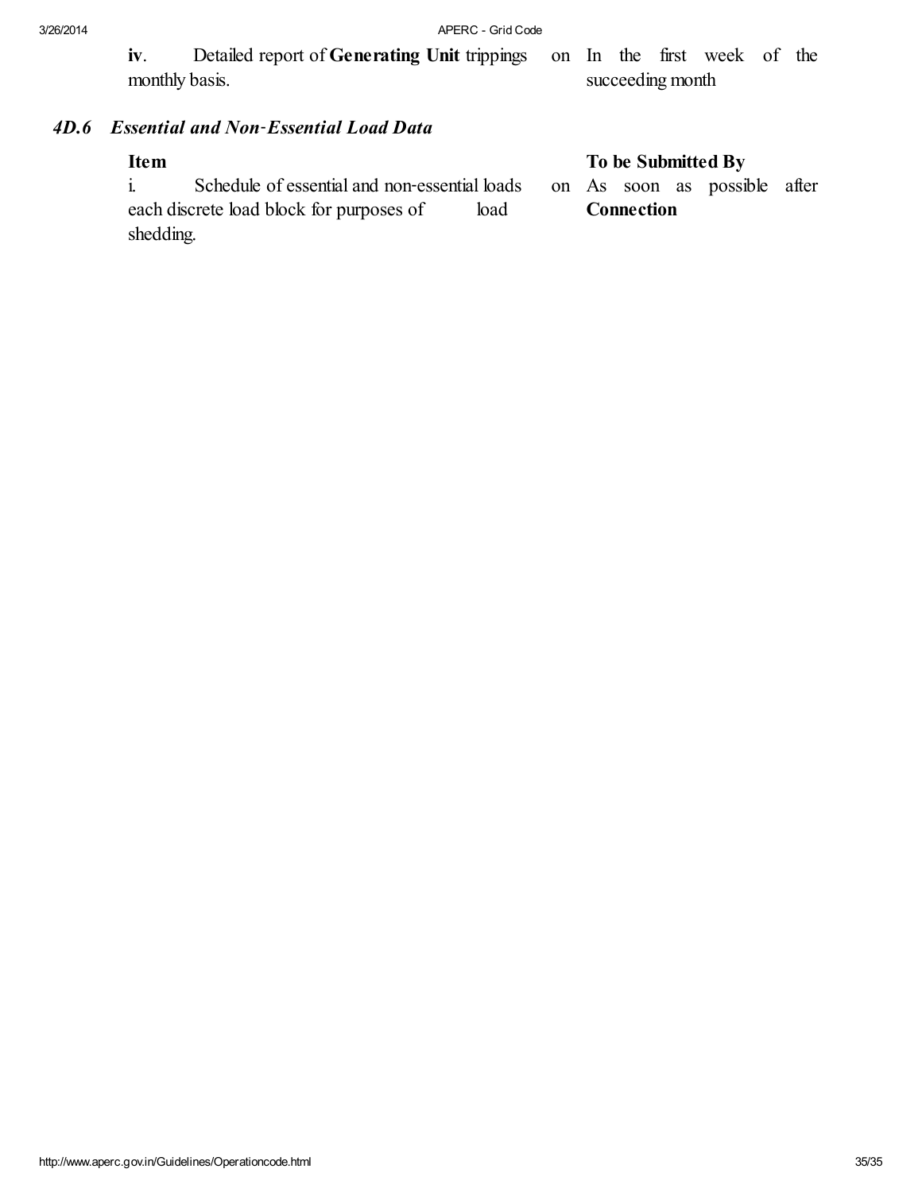| | |
|---|---|
| **iv**. Detailed report of **Generating Unit** trippings on monthly basis. | In the first week of the succeeding month |

### *4D.6 Essential and Non-Essential Load Data*

| **Item** | **To be Submitted By** |
|---|---|
| i. Schedule of essential and non-essential loads on each discrete load block for purposes of load shedding. | As soon as possible after **Connection** |